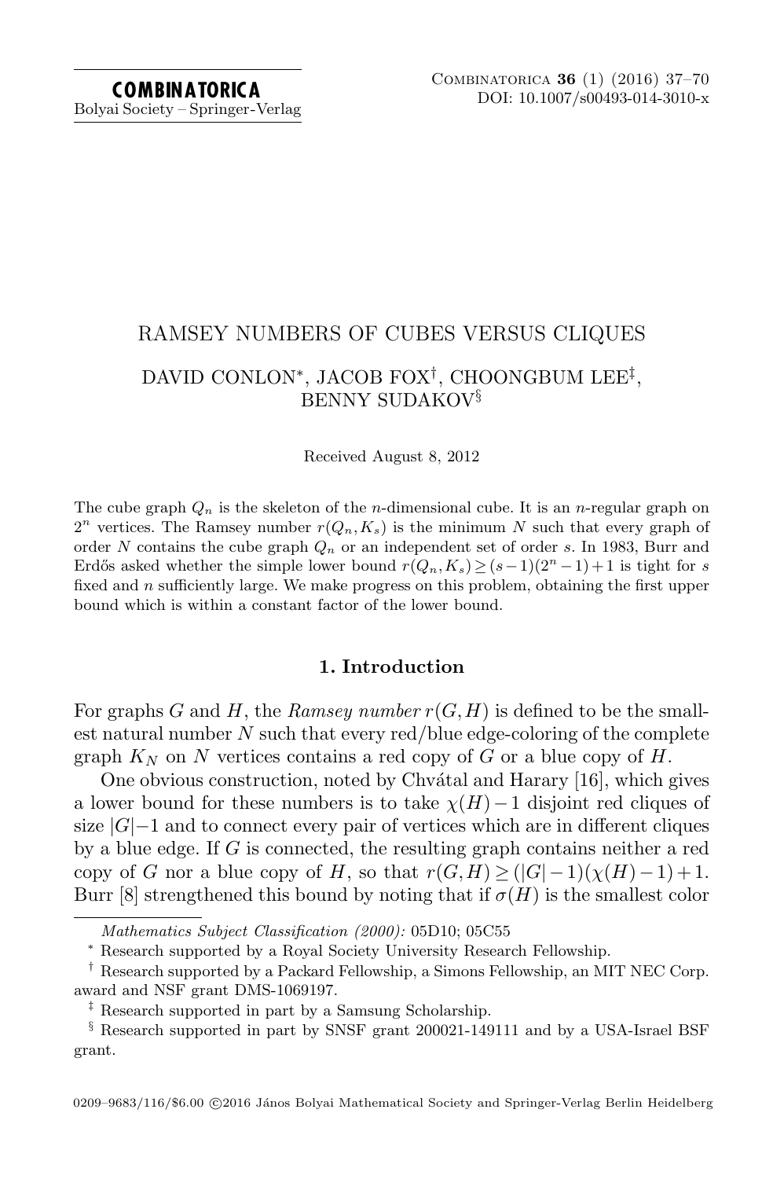# RAMSEY NUMBERS OF CUBES VERSUS CLIQUES

DAVID CONLON*, JACOB FOX†, CHOONGBUM LEE‡, BENNY SUDAKOV§

Received August 8, 2012

The cube graph $Q_n$ is the skeleton of the $n$-dimensional cube. It is an $n$-regular graph on $2^n$ vertices. The Ramsey number $r(Q_n, K_s)$ is the minimum $N$ such that every graph of order $N$ contains the cube graph $Q_n$ or an independent set of order $s$. In 1983, Burr and Erdős asked whether the simple lower bound $r(Q_n, K_s) \geq (s-1)(2^n - 1) + 1$ is tight for $s$ fixed and $n$ sufficiently large. We make progress on this problem, obtaining the first upper bound which is within a constant factor of the lower bound.

## 1. Introduction

For graphs $G$ and $H$, the *Ramsey number* $r(G, H)$ is defined to be the smallest natural number $N$ such that every red/blue edge-coloring of the complete graph $K_N$ on $N$ vertices contains a red copy of $G$ or a blue copy of $H$.

One obvious construction, noted by Chvátal and Harary [16], which gives a lower bound for these numbers is to take $\chi(H) - 1$ disjoint red cliques of size $|G| - 1$ and to connect every pair of vertices which are in different cliques by a blue edge. If $G$ is connected, the resulting graph contains neither a red copy of $G$ nor a blue copy of $H$, so that $r(G, H) \geq (|G| - 1)(\chi(H) - 1) + 1$. Burr [8] strengthened this bound by noting that if $\sigma(H)$ is the smallest color

---

*Mathematics Subject Classification (2000):* 05D10; 05C55

\* Research supported by a Royal Society University Research Fellowship.

† Research supported by a Packard Fellowship, a Simons Fellowship, an MIT NEC Corp. award and NSF grant DMS-1069197.

‡ Research supported in part by a Samsung Scholarship.

§ Research supported in part by SNSF grant 200021-149111 and by a USA-Israel BSF grant.

0209–9683/116/$6.00 ©2016 János Bolyai Mathematical Society and Springer-Verlag Berlin Heidelberg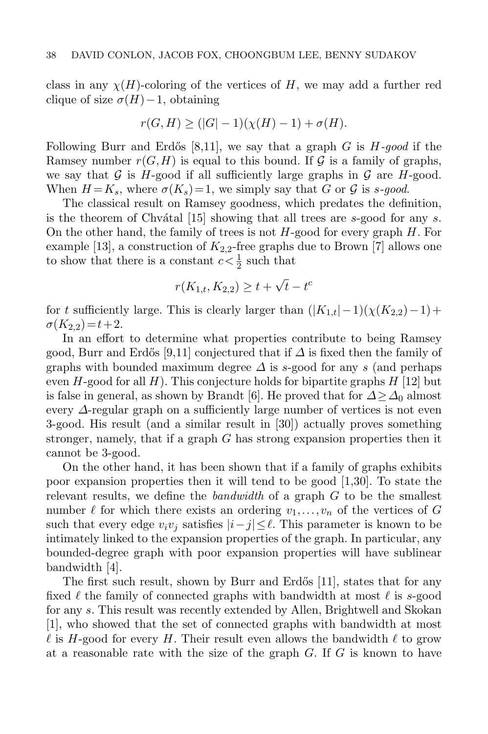class in any $\chi(H)$-coloring of the vertices of $H$, we may add a further red clique of size $\sigma(H)-1$, obtaining

$$r(G,H) \geq (|G|-1)(\chi(H)-1) + \sigma(H).$$

Following Burr and Erdős [8,11], we say that a graph $G$ is *$H$-good* if the Ramsey number $r(G,H)$ is equal to this bound. If $\mathcal{G}$ is a family of graphs, we say that $\mathcal{G}$ is $H$-good if all sufficiently large graphs in $\mathcal{G}$ are $H$-good. When $H = K_s$, where $\sigma(K_s) = 1$, we simply say that $G$ or $\mathcal{G}$ is *$s$-good*.

The classical result on Ramsey goodness, which predates the definition, is the theorem of Chvátal [15] showing that all trees are $s$-good for any $s$. On the other hand, the family of trees is not $H$-good for every graph $H$. For example [13], a construction of $K_{2,2}$-free graphs due to Brown [7] allows one to show that there is a constant $c < \frac{1}{2}$ such that

$$r(K_{1,t}, K_{2,2}) \geq t + \sqrt{t} - t^c$$

for $t$ sufficiently large. This is clearly larger than $(|K_{1,t}|-1)(\chi(K_{2,2})-1) + \sigma(K_{2,2}) = t+2$.

In an effort to determine what properties contribute to being Ramsey good, Burr and Erdős [9,11] conjectured that if $\Delta$ is fixed then the family of graphs with bounded maximum degree $\Delta$ is $s$-good for any $s$ (and perhaps even $H$-good for all $H$). This conjecture holds for bipartite graphs $H$ [12] but is false in general, as shown by Brandt [6]. He proved that for $\Delta \geq \Delta_0$ almost every $\Delta$-regular graph on a sufficiently large number of vertices is not even 3-good. His result (and a similar result in [30]) actually proves something stronger, namely, that if a graph $G$ has strong expansion properties then it cannot be 3-good.

On the other hand, it has been shown that if a family of graphs exhibits poor expansion properties then it will tend to be good [1,30]. To state the relevant results, we define the *bandwidth* of a graph $G$ to be the smallest number $\ell$ for which there exists an ordering $v_1, \ldots, v_n$ of the vertices of $G$ such that every edge $v_i v_j$ satisfies $|i-j| \leq \ell$. This parameter is known to be intimately linked to the expansion properties of the graph. In particular, any bounded-degree graph with poor expansion properties will have sublinear bandwidth [4].

The first such result, shown by Burr and Erdős [11], states that for any fixed $\ell$ the family of connected graphs with bandwidth at most $\ell$ is $s$-good for any $s$. This result was recently extended by Allen, Brightwell and Skokan [1], who showed that the set of connected graphs with bandwidth at most $\ell$ is $H$-good for every $H$. Their result even allows the bandwidth $\ell$ to grow at a reasonable rate with the size of the graph $G$. If $G$ is known to have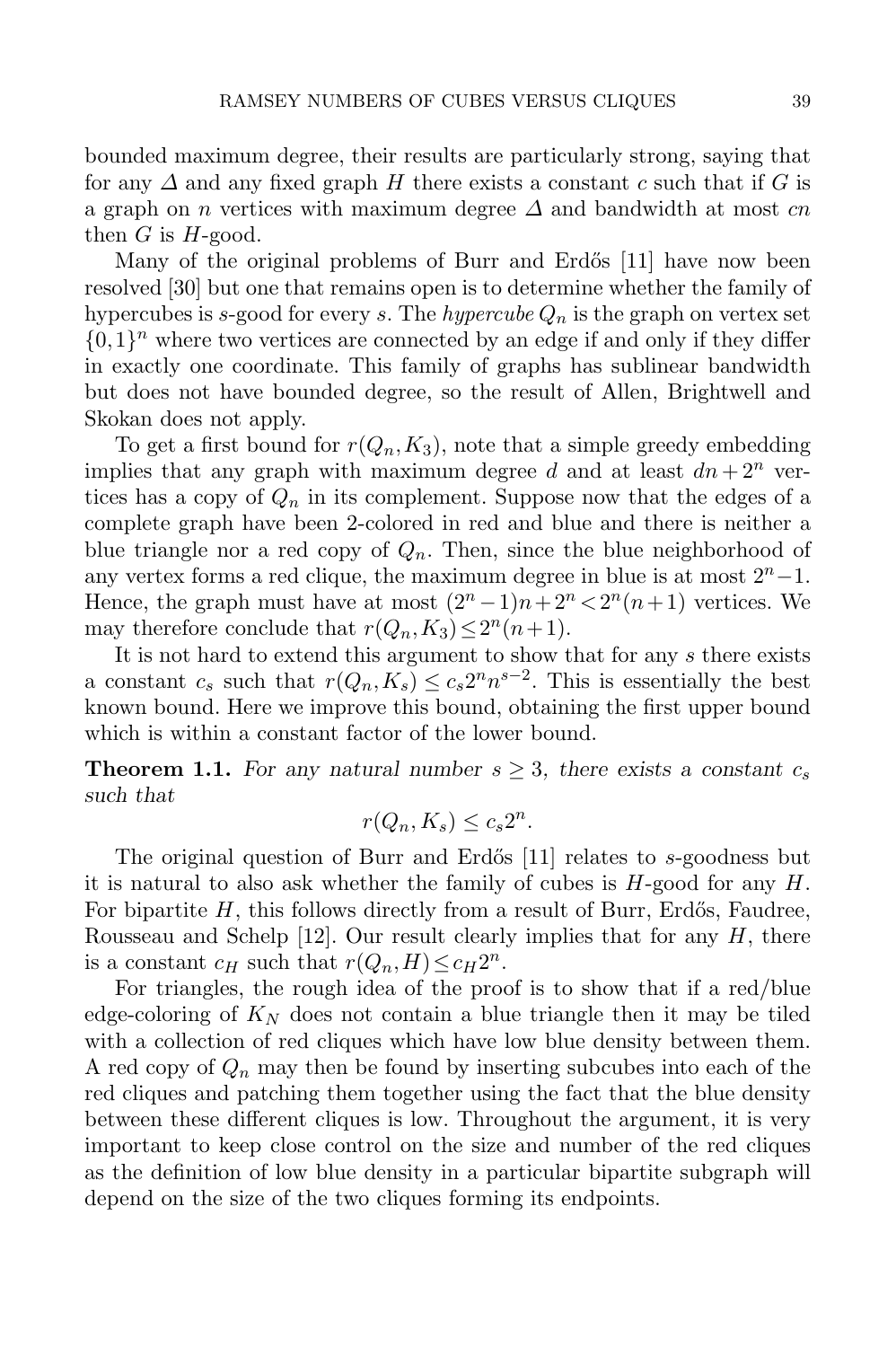bounded maximum degree, their results are particularly strong, saying that for any $\Delta$ and any fixed graph $H$ there exists a constant $c$ such that if $G$ is a graph on $n$ vertices with maximum degree $\Delta$ and bandwidth at most $cn$ then $G$ is $H$-good.

Many of the original problems of Burr and Erdős [11] have now been resolved [30] but one that remains open is to determine whether the family of hypercubes is $s$-good for every $s$. The *hypercube* $Q_n$ is the graph on vertex set $\{0,1\}^n$ where two vertices are connected by an edge if and only if they differ in exactly one coordinate. This family of graphs has sublinear bandwidth but does not have bounded degree, so the result of Allen, Brightwell and Skokan does not apply.

To get a first bound for $r(Q_n, K_3)$, note that a simple greedy embedding implies that any graph with maximum degree $d$ and at least $dn + 2^n$ vertices has a copy of $Q_n$ in its complement. Suppose now that the edges of a complete graph have been 2-colored in red and blue and there is neither a blue triangle nor a red copy of $Q_n$. Then, since the blue neighborhood of any vertex forms a red clique, the maximum degree in blue is at most $2^n - 1$. Hence, the graph must have at most $(2^n - 1)n + 2^n < 2^n(n+1)$ vertices. We may therefore conclude that $r(Q_n, K_3) \leq 2^n(n+1)$.

It is not hard to extend this argument to show that for any $s$ there exists a constant $c_s$ such that $r(Q_n, K_s) \leq c_s 2^n n^{s-2}$. This is essentially the best known bound. Here we improve this bound, obtaining the first upper bound which is within a constant factor of the lower bound.

**Theorem 1.1.** *For any natural number $s \geq 3$, there exists a constant $c_s$ such that*

$$r(Q_n, K_s) \leq c_s 2^n.$$

The original question of Burr and Erdős [11] relates to $s$-goodness but it is natural to also ask whether the family of cubes is $H$-good for any $H$. For bipartite $H$, this follows directly from a result of Burr, Erdős, Faudree, Rousseau and Schelp [12]. Our result clearly implies that for any $H$, there is a constant $c_H$ such that $r(Q_n, H) \leq c_H 2^n$.

For triangles, the rough idea of the proof is to show that if a red/blue edge-coloring of $K_N$ does not contain a blue triangle then it may be tiled with a collection of red cliques which have low blue density between them. A red copy of $Q_n$ may then be found by inserting subcubes into each of the red cliques and patching them together using the fact that the blue density between these different cliques is low. Throughout the argument, it is very important to keep close control on the size and number of the red cliques as the definition of low blue density in a particular bipartite subgraph will depend on the size of the two cliques forming its endpoints.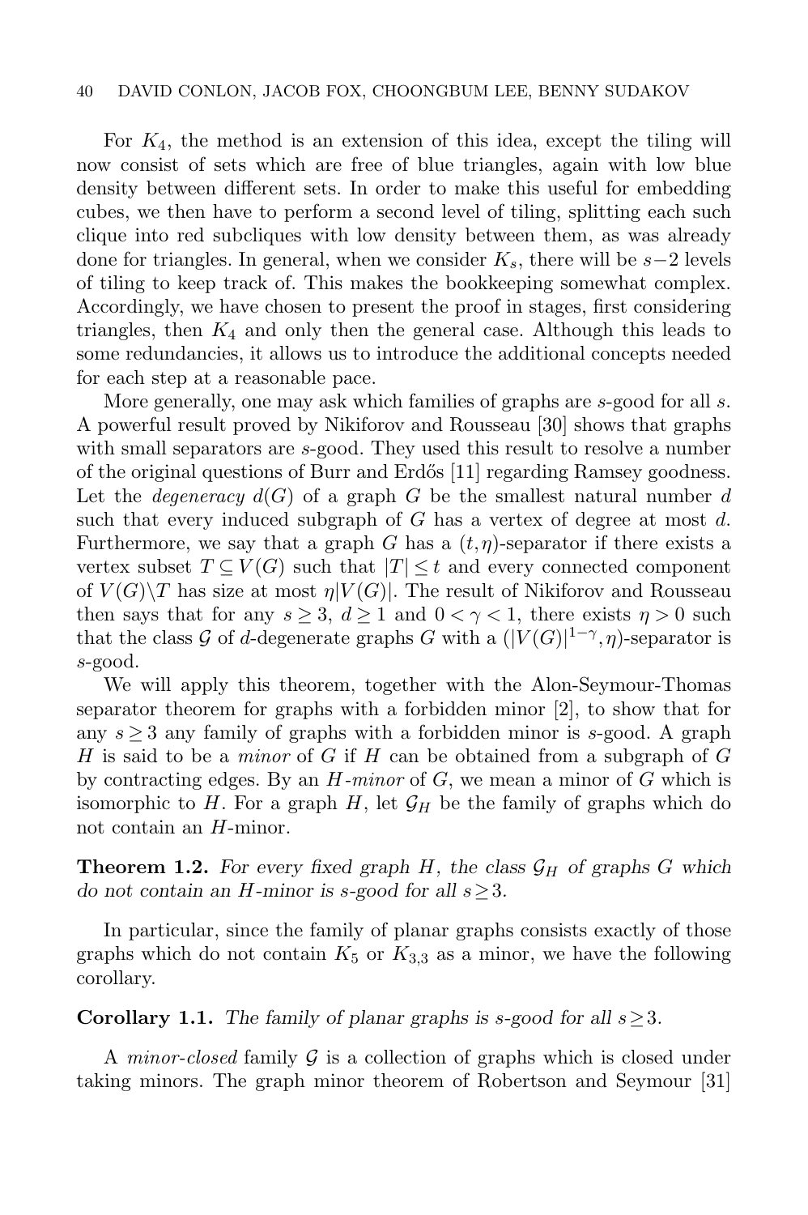For $K_4$, the method is an extension of this idea, except the tiling will now consist of sets which are free of blue triangles, again with low blue density between different sets. In order to make this useful for embedding cubes, we then have to perform a second level of tiling, splitting each such clique into red subcliques with low density between them, as was already done for triangles. In general, when we consider $K_s$, there will be $s-2$ levels of tiling to keep track of. This makes the bookkeeping somewhat complex. Accordingly, we have chosen to present the proof in stages, first considering triangles, then $K_4$ and only then the general case. Although this leads to some redundancies, it allows us to introduce the additional concepts needed for each step at a reasonable pace.

More generally, one may ask which families of graphs are $s$-good for all $s$. A powerful result proved by Nikiforov and Rousseau [30] shows that graphs with small separators are $s$-good. They used this result to resolve a number of the original questions of Burr and Erdős [11] regarding Ramsey goodness. Let the *degeneracy* $d(G)$ of a graph $G$ be the smallest natural number $d$ such that every induced subgraph of $G$ has a vertex of degree at most $d$. Furthermore, we say that a graph $G$ has a $(t,\eta)$-separator if there exists a vertex subset $T \subseteq V(G)$ such that $|T| \le t$ and every connected component of $V(G)\backslash T$ has size at most $\eta|V(G)|$. The result of Nikiforov and Rousseau then says that for any $s \ge 3$, $d \ge 1$ and $0 < \gamma < 1$, there exists $\eta > 0$ such that the class $\mathcal{G}$ of $d$-degenerate graphs $G$ with a $(|V(G)|^{1-\gamma}, \eta)$-separator is $s$-good.

We will apply this theorem, together with the Alon-Seymour-Thomas separator theorem for graphs with a forbidden minor [2], to show that for any $s \ge 3$ any family of graphs with a forbidden minor is $s$-good. A graph $H$ is said to be a *minor* of $G$ if $H$ can be obtained from a subgraph of $G$ by contracting edges. By an *$H$-minor* of $G$, we mean a minor of $G$ which is isomorphic to $H$. For a graph $H$, let $\mathcal{G}_H$ be the family of graphs which do not contain an $H$-minor.

**Theorem 1.2.** *For every fixed graph $H$, the class $\mathcal{G}_H$ of graphs $G$ which do not contain an $H$-minor is $s$-good for all $s \ge 3$.*

In particular, since the family of planar graphs consists exactly of those graphs which do not contain $K_5$ or $K_{3,3}$ as a minor, we have the following corollary.

**Corollary 1.1.** *The family of planar graphs is $s$-good for all $s \ge 3$.*

A *minor-closed* family $\mathcal{G}$ is a collection of graphs which is closed under taking minors. The graph minor theorem of Robertson and Seymour [31]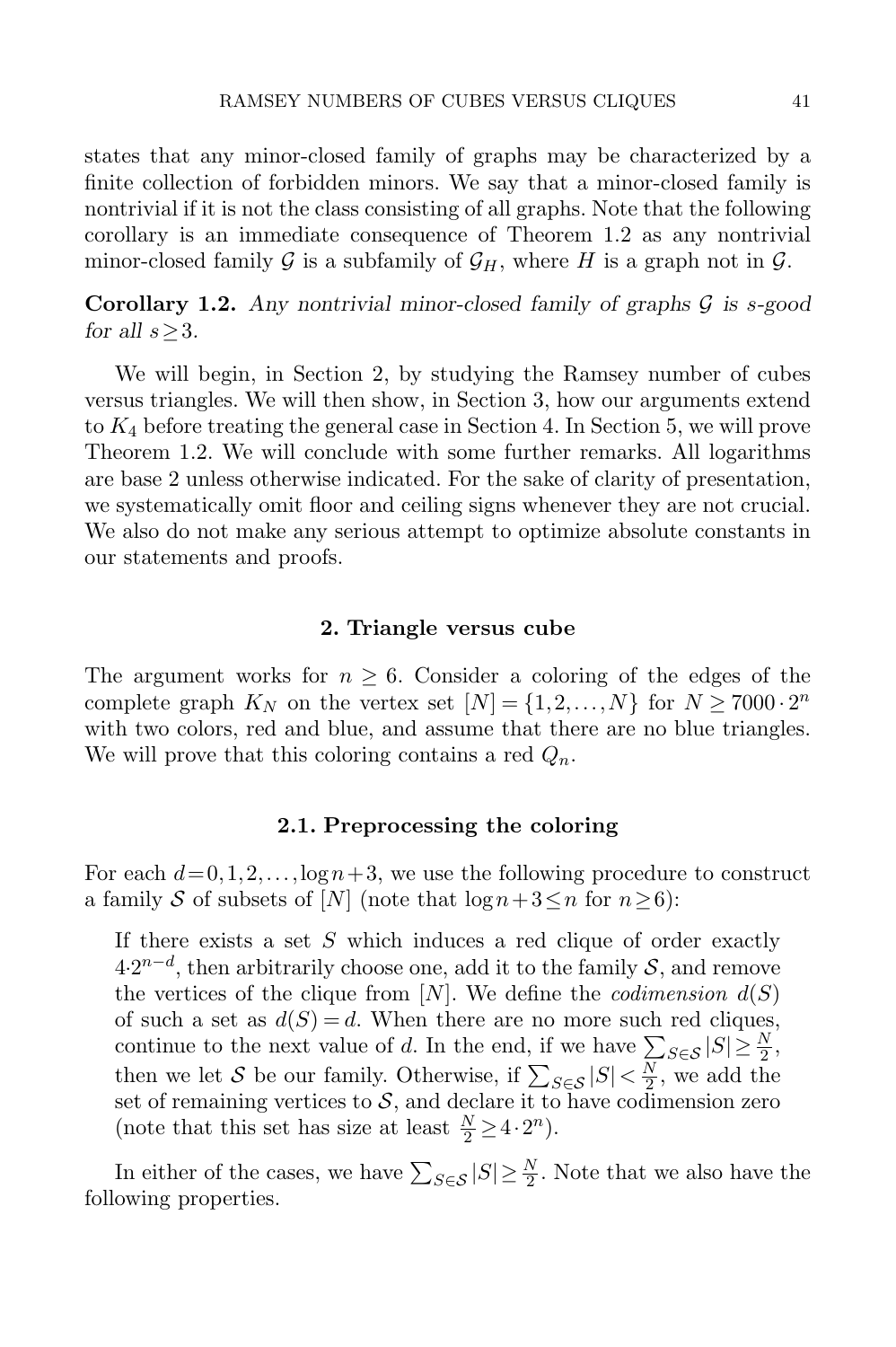states that any minor-closed family of graphs may be characterized by a finite collection of forbidden minors. We say that a minor-closed family is nontrivial if it is not the class consisting of all graphs. Note that the following corollary is an immediate consequence of Theorem 1.2 as any nontrivial minor-closed family $\mathcal{G}$ is a subfamily of $\mathcal{G}_H$, where $H$ is a graph not in $\mathcal{G}$.

**Corollary 1.2.** *Any nontrivial minor-closed family of graphs $\mathcal{G}$ is $s$-good for all $s \geq 3$.*

We will begin, in Section 2, by studying the Ramsey number of cubes versus triangles. We will then show, in Section 3, how our arguments extend to $K_4$ before treating the general case in Section 4. In Section 5, we will prove Theorem 1.2. We will conclude with some further remarks. All logarithms are base 2 unless otherwise indicated. For the sake of clarity of presentation, we systematically omit floor and ceiling signs whenever they are not crucial. We also do not make any serious attempt to optimize absolute constants in our statements and proofs.

## 2. Triangle versus cube

The argument works for $n \geq 6$. Consider a coloring of the edges of the complete graph $K_N$ on the vertex set $[N] = \{1, 2, \ldots, N\}$ for $N \geq 7000 \cdot 2^n$ with two colors, red and blue, and assume that there are no blue triangles. We will prove that this coloring contains a red $Q_n$.

### 2.1. Preprocessing the coloring

For each $d = 0, 1, 2, \ldots, \log n + 3$, we use the following procedure to construct a family $\mathcal{S}$ of subsets of $[N]$ (note that $\log n + 3 \leq n$ for $n \geq 6$):

> If there exists a set $S$ which induces a red clique of order exactly $4 \cdot 2^{n-d}$, then arbitrarily choose one, add it to the family $\mathcal{S}$, and remove the vertices of the clique from $[N]$. We define the *codimension* $d(S)$ of such a set as $d(S) = d$. When there are no more such red cliques, continue to the next value of $d$. In the end, if we have $\sum_{S \in \mathcal{S}} |S| \geq \frac{N}{2}$, then we let $\mathcal{S}$ be our family. Otherwise, if $\sum_{S \in \mathcal{S}} |S| < \frac{N}{2}$, we add the set of remaining vertices to $\mathcal{S}$, and declare it to have codimension zero (note that this set has size at least $\frac{N}{2} \geq 4 \cdot 2^n$).

In either of the cases, we have $\sum_{S \in \mathcal{S}} |S| \geq \frac{N}{2}$. Note that we also have the following properties.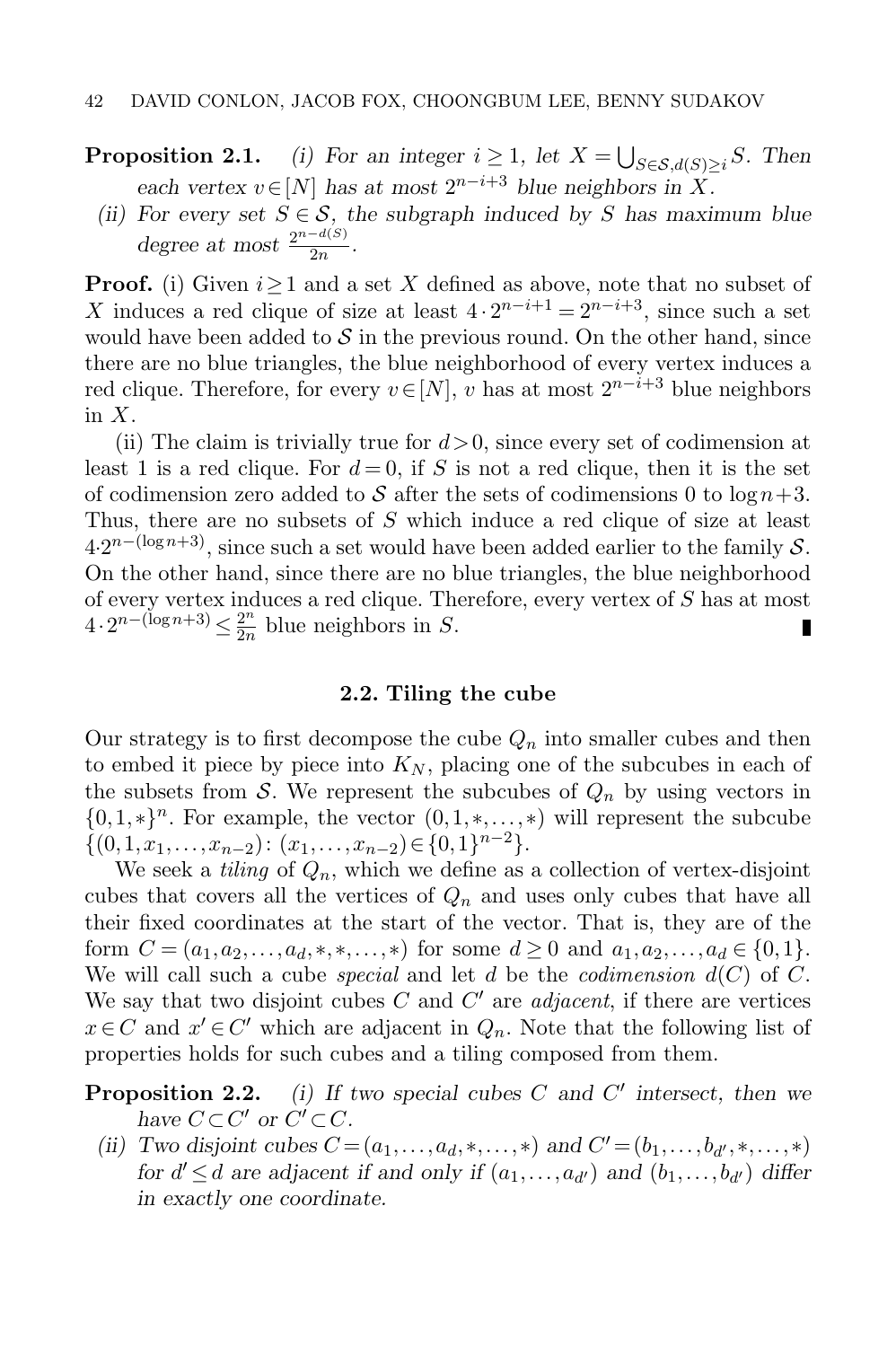**Proposition 2.1.** *(i) For an integer $i \geq 1$, let $X = \bigcup_{S \in \mathcal{S}, d(S) \geq i} S$. Then each vertex $v \in [N]$ has at most $2^{n-i+3}$ blue neighbors in $X$.*

*(ii) For every set $S \in \mathcal{S}$, the subgraph induced by $S$ has maximum blue degree at most $\frac{2^{n-d(S)}}{2n}$.*

**Proof.** (i) Given $i \geq 1$ and a set $X$ defined as above, note that no subset of $X$ induces a red clique of size at least $4 \cdot 2^{n-i+1} = 2^{n-i+3}$, since such a set would have been added to $\mathcal{S}$ in the previous round. On the other hand, since there are no blue triangles, the blue neighborhood of every vertex induces a red clique. Therefore, for every $v \in [N]$, $v$ has at most $2^{n-i+3}$ blue neighbors in $X$.

(ii) The claim is trivially true for $d > 0$, since every set of codimension at least 1 is a red clique. For $d = 0$, if $S$ is not a red clique, then it is the set of codimension zero added to $\mathcal{S}$ after the sets of codimensions 0 to $\log n + 3$. Thus, there are no subsets of $S$ which induce a red clique of size at least $4 \cdot 2^{n-(\log n+3)}$, since such a set would have been added earlier to the family $\mathcal{S}$. On the other hand, since there are no blue triangles, the blue neighborhood of every vertex induces a red clique. Therefore, every vertex of $S$ has at most $4 \cdot 2^{n-(\log n+3)} \leq \frac{2^n}{2n}$ blue neighbors in $S$. ∎

### 2.2. Tiling the cube

Our strategy is to first decompose the cube $Q_n$ into smaller cubes and then to embed it piece by piece into $K_N$, placing one of the subcubes in each of the subsets from $\mathcal{S}$. We represent the subcubes of $Q_n$ by using vectors in $\{0, 1, *\}^n$. For example, the vector $(0, 1, *, \ldots, *)$ will represent the subcube $\{(0, 1, x_1, \ldots, x_{n-2}) : (x_1, \ldots, x_{n-2}) \in \{0, 1\}^{n-2}\}$.

We seek a *tiling* of $Q_n$, which we define as a collection of vertex-disjoint cubes that covers all the vertices of $Q_n$ and uses only cubes that have all their fixed coordinates at the start of the vector. That is, they are of the form $C = (a_1, a_2, \ldots, a_d, *, *, \ldots, *)$ for some $d \geq 0$ and $a_1, a_2, \ldots, a_d \in \{0, 1\}$. We will call such a cube *special* and let $d$ be the *codimension* $d(C)$ of $C$. We say that two disjoint cubes $C$ and $C'$ are *adjacent*, if there are vertices $x \in C$ and $x' \in C'$ which are adjacent in $Q_n$. Note that the following list of properties holds for such cubes and a tiling composed from them.

**Proposition 2.2.** *(i) If two special cubes $C$ and $C'$ intersect, then we have $C \subset C'$ or $C' \subset C$.*

*(ii) Two disjoint cubes $C = (a_1, \ldots, a_d, *, \ldots, *)$ and $C' = (b_1, \ldots, b_{d'}, *, \ldots, *)$ for $d' \leq d$ are adjacent if and only if $(a_1, \ldots, a_{d'})$ and $(b_1, \ldots, b_{d'})$ differ in exactly one coordinate.*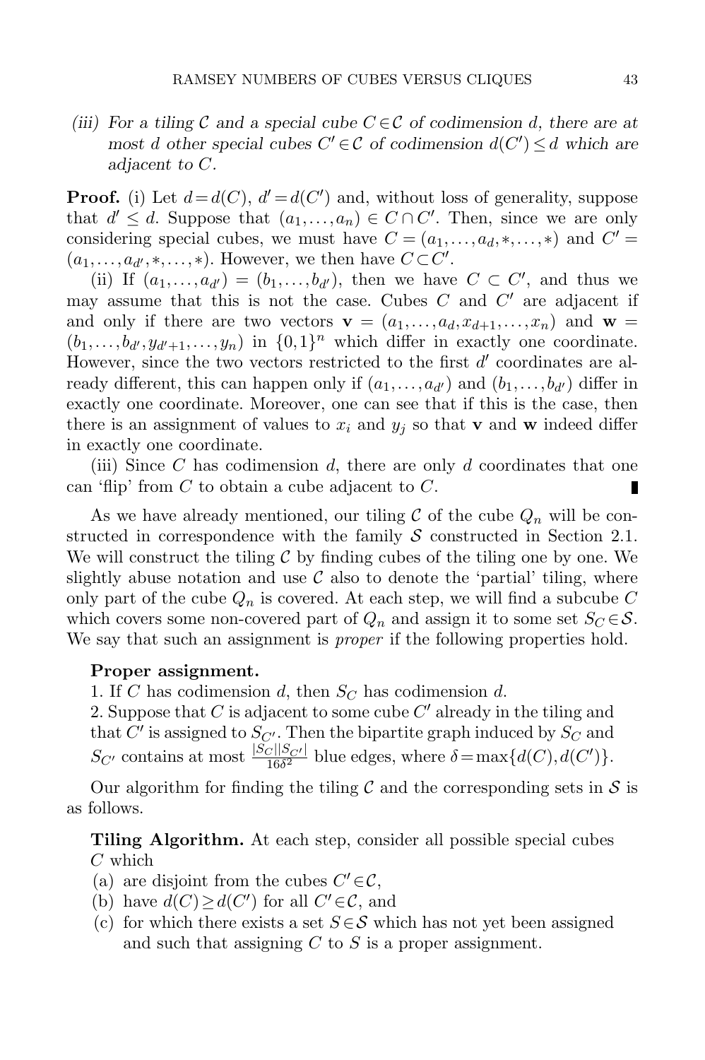*(iii) For a tiling $\mathcal{C}$ and a special cube $C \in \mathcal{C}$ of codimension $d$, there are at most $d$ other special cubes $C' \in \mathcal{C}$ of codimension $d(C') \leq d$ which are adjacent to $C$.*

**Proof.** (i) Let $d = d(C)$, $d' = d(C')$ and, without loss of generality, suppose that $d' \leq d$. Suppose that $(a_1, \ldots, a_n) \in C \cap C'$. Then, since we are only considering special cubes, we must have $C = (a_1, \ldots, a_d, *, \ldots, *)$ and $C' = (a_1, \ldots, a_{d'}, *, \ldots, *)$. However, we then have $C \subset C'$.

(ii) If $(a_1, \ldots, a_{d'}) = (b_1, \ldots, b_{d'})$, then we have $C \subset C'$, and thus we may assume that this is not the case. Cubes $C$ and $C'$ are adjacent if and only if there are two vectors $\mathbf{v} = (a_1, \ldots, a_d, x_{d+1}, \ldots, x_n)$ and $\mathbf{w} = (b_1, \ldots, b_{d'}, y_{d'+1}, \ldots, y_n)$ in $\{0,1\}^n$ which differ in exactly one coordinate. However, since the two vectors restricted to the first $d'$ coordinates are already different, this can happen only if $(a_1, \ldots, a_{d'})$ and $(b_1, \ldots, b_{d'})$ differ in exactly one coordinate. Moreover, one can see that if this is the case, then there is an assignment of values to $x_i$ and $y_j$ so that $\mathbf{v}$ and $\mathbf{w}$ indeed differ in exactly one coordinate.

(iii) Since $C$ has codimension $d$, there are only $d$ coordinates that one can 'flip' from $C$ to obtain a cube adjacent to $C$. ∎

As we have already mentioned, our tiling $\mathcal{C}$ of the cube $Q_n$ will be constructed in correspondence with the family $\mathcal{S}$ constructed in Section 2.1. We will construct the tiling $\mathcal{C}$ by finding cubes of the tiling one by one. We slightly abuse notation and use $\mathcal{C}$ also to denote the 'partial' tiling, where only part of the cube $Q_n$ is covered. At each step, we will find a subcube $C$ which covers some non-covered part of $Q_n$ and assign it to some set $S_C \in \mathcal{S}$. We say that such an assignment is *proper* if the following properties hold.

**Proper assignment.**

1. If $C$ has codimension $d$, then $S_C$ has codimension $d$.
2. Suppose that $C$ is adjacent to some cube $C'$ already in the tiling and that $C'$ is assigned to $S_{C'}$. Then the bipartite graph induced by $S_C$ and $S_{C'}$ contains at most $\frac{|S_C||S_{C'}|}{16\delta^2}$ blue edges, where $\delta = \max\{d(C), d(C')\}$.

Our algorithm for finding the tiling $\mathcal{C}$ and the corresponding sets in $\mathcal{S}$ is as follows.

**Tiling Algorithm.** At each step, consider all possible special cubes $C$ which

(a) are disjoint from the cubes $C' \in \mathcal{C}$,
(b) have $d(C) \geq d(C')$ for all $C' \in \mathcal{C}$, and
(c) for which there exists a set $S \in \mathcal{S}$ which has not yet been assigned and such that assigning $C$ to $S$ is a proper assignment.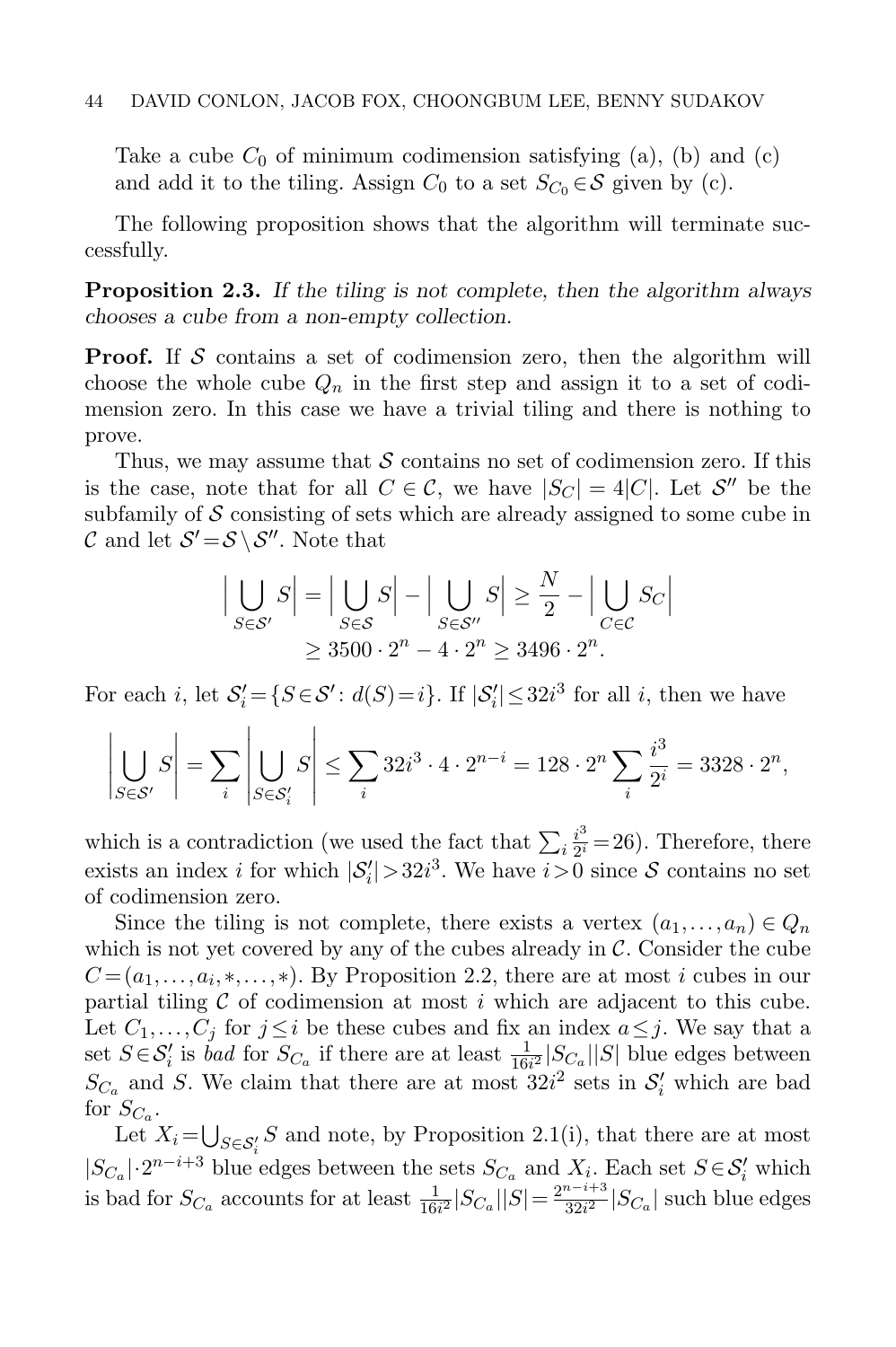Take a cube $C_0$ of minimum codimension satisfying (a), (b) and (c) and add it to the tiling. Assign $C_0$ to a set $S_{C_0} \in \mathcal{S}$ given by (c).

The following proposition shows that the algorithm will terminate successfully.

**Proposition 2.3.** *If the tiling is not complete, then the algorithm always chooses a cube from a non-empty collection.*

**Proof.** If $\mathcal{S}$ contains a set of codimension zero, then the algorithm will choose the whole cube $Q_n$ in the first step and assign it to a set of codimension zero. In this case we have a trivial tiling and there is nothing to prove.

Thus, we may assume that $\mathcal{S}$ contains no set of codimension zero. If this is the case, note that for all $C \in \mathcal{C}$, we have $|S_C| = 4|C|$. Let $\mathcal{S}''$ be the subfamily of $\mathcal{S}$ consisting of sets which are already assigned to some cube in $\mathcal{C}$ and let $\mathcal{S}' = \mathcal{S} \setminus \mathcal{S}''$. Note that

$$\Big|\bigcup_{S \in \mathcal{S}'} S\Big| = \Big|\bigcup_{S \in \mathcal{S}} S\Big| - \Big|\bigcup_{S \in \mathcal{S}''} S\Big| \geq \frac{N}{2} - \Big|\bigcup_{C \in \mathcal{C}} S_C\Big|$$
$$\geq 3500 \cdot 2^n - 4 \cdot 2^n \geq 3496 \cdot 2^n.$$

For each $i$, let $\mathcal{S}'_i = \{S \in \mathcal{S}' : d(S) = i\}$. If $|\mathcal{S}'_i| \leq 32i^3$ for all $i$, then we have

$$\left|\bigcup_{S \in \mathcal{S}'} S\right| = \sum_i \left|\bigcup_{S \in \mathcal{S}'_i} S\right| \leq \sum_i 32i^3 \cdot 4 \cdot 2^{n-i} = 128 \cdot 2^n \sum_i \frac{i^3}{2^i} = 3328 \cdot 2^n,$$

which is a contradiction (we used the fact that $\sum_i \frac{i^3}{2^i} = 26$). Therefore, there exists an index $i$ for which $|\mathcal{S}'_i| > 32i^3$. We have $i > 0$ since $\mathcal{S}$ contains no set of codimension zero.

Since the tiling is not complete, there exists a vertex $(a_1, \ldots, a_n) \in Q_n$ which is not yet covered by any of the cubes already in $\mathcal{C}$. Consider the cube $C = (a_1, \ldots, a_i, *, \ldots, *)$. By Proposition 2.2, there are at most $i$ cubes in our partial tiling $\mathcal{C}$ of codimension at most $i$ which are adjacent to this cube. Let $C_1, \ldots, C_j$ for $j \leq i$ be these cubes and fix an index $a \leq j$. We say that a set $S \in \mathcal{S}'_i$ is *bad* for $S_{C_a}$ if there are at least $\frac{1}{16i^2}|S_{C_a}||S|$ blue edges between $S_{C_a}$ and $S$. We claim that there are at most $32i^2$ sets in $\mathcal{S}'_i$ which are bad for $S_{C_a}$.

Let $X_i = \bigcup_{S \in \mathcal{S}'_i} S$ and note, by Proposition 2.1(i), that there are at most $|S_{C_a}| \cdot 2^{n-i+3}$ blue edges between the sets $S_{C_a}$ and $X_i$. Each set $S \in \mathcal{S}'_i$ which is bad for $S_{C_a}$ accounts for at least $\frac{1}{16i^2}|S_{C_a}||S| = \frac{2^{n-i+3}}{32i^2}|S_{C_a}|$ such blue edges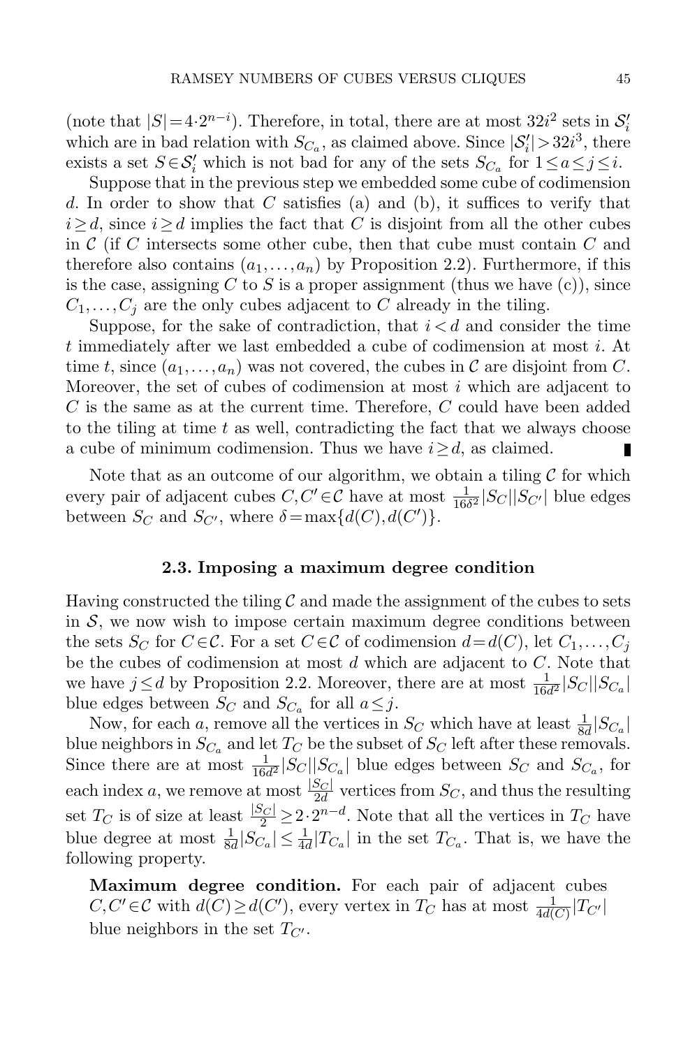(note that $|S|=4\cdot 2^{n-i}$). Therefore, in total, there are at most $32i^2$ sets in $\mathcal{S}_i'$ which are in bad relation with $S_{C_a}$, as claimed above. Since $|\mathcal{S}_i'|>32i^3$, there exists a set $S\in\mathcal{S}_i'$ which is not bad for any of the sets $S_{C_a}$ for $1\le a\le j\le i$.

Suppose that in the previous step we embedded some cube of codimension $d$. In order to show that $C$ satisfies (a) and (b), it suffices to verify that $i\ge d$, since $i\ge d$ implies the fact that $C$ is disjoint from all the other cubes in $\mathcal{C}$ (if $C$ intersects some other cube, then that cube must contain $C$ and therefore also contains $(a_1,\dots,a_n)$ by Proposition 2.2). Furthermore, if this is the case, assigning $C$ to $S$ is a proper assignment (thus we have (c)), since $C_1,\dots,C_j$ are the only cubes adjacent to $C$ already in the tiling.

Suppose, for the sake of contradiction, that $i<d$ and consider the time $t$ immediately after we last embedded a cube of codimension at most $i$. At time $t$, since $(a_1,\dots,a_n)$ was not covered, the cubes in $\mathcal{C}$ are disjoint from $C$. Moreover, the set of cubes of codimension at most $i$ which are adjacent to $C$ is the same as at the current time. Therefore, $C$ could have been added to the tiling at time $t$ as well, contradicting the fact that we always choose a cube of minimum codimension. Thus we have $i\ge d$, as claimed. ∎

Note that as an outcome of our algorithm, we obtain a tiling $\mathcal{C}$ for which every pair of adjacent cubes $C,C'\in\mathcal{C}$ have at most $\frac{1}{16\delta^2}|S_C||S_{C'}|$ blue edges between $S_C$ and $S_{C'}$, where $\delta=\max\{d(C),d(C')\}$.

### 2.3. Imposing a maximum degree condition

Having constructed the tiling $\mathcal{C}$ and made the assignment of the cubes to sets in $\mathcal{S}$, we now wish to impose certain maximum degree conditions between the sets $S_C$ for $C\in\mathcal{C}$. For a set $C\in\mathcal{C}$ of codimension $d=d(C)$, let $C_1,\dots,C_j$ be the cubes of codimension at most $d$ which are adjacent to $C$. Note that we have $j\le d$ by Proposition 2.2. Moreover, there are at most $\frac{1}{16d^2}|S_C||S_{C_a}|$ blue edges between $S_C$ and $S_{C_a}$ for all $a\le j$.

Now, for each $a$, remove all the vertices in $S_C$ which have at least $\frac{1}{8d}|S_{C_a}|$ blue neighbors in $S_{C_a}$ and let $T_C$ be the subset of $S_C$ left after these removals. Since there are at most $\frac{1}{16d^2}|S_C||S_{C_a}|$ blue edges between $S_C$ and $S_{C_a}$, for each index $a$, we remove at most $\frac{|S_C|}{2d}$ vertices from $S_C$, and thus the resulting set $T_C$ is of size at least $\frac{|S_C|}{2}\ge 2\cdot 2^{n-d}$. Note that all the vertices in $T_C$ have blue degree at most $\frac{1}{8d}|S_{C_a}|\le\frac{1}{4d}|T_{C_a}|$ in the set $T_{C_a}$. That is, we have the following property.

**Maximum degree condition.** For each pair of adjacent cubes $C,C'\in\mathcal{C}$ with $d(C)\ge d(C')$, every vertex in $T_C$ has at most $\frac{1}{4d(C)}|T_{C'}|$ blue neighbors in the set $T_{C'}$.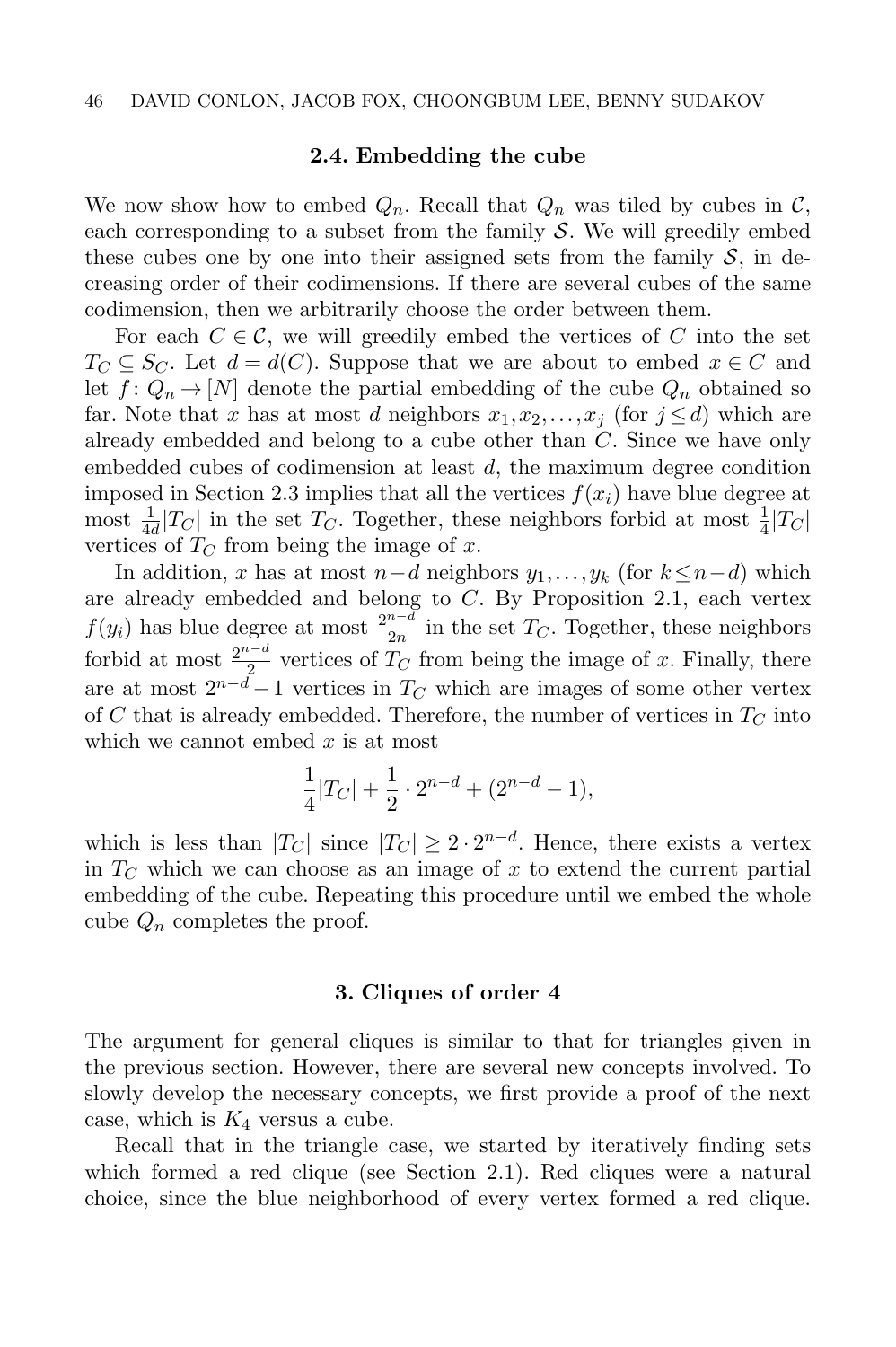### 2.4. Embedding the cube

We now show how to embed $Q_n$. Recall that $Q_n$ was tiled by cubes in $\mathcal{C}$, each corresponding to a subset from the family $\mathcal{S}$. We will greedily embed these cubes one by one into their assigned sets from the family $\mathcal{S}$, in decreasing order of their codimensions. If there are several cubes of the same codimension, then we arbitrarily choose the order between them.

For each $C \in \mathcal{C}$, we will greedily embed the vertices of $C$ into the set $T_C \subseteq S_C$. Let $d = d(C)$. Suppose that we are about to embed $x \in C$ and let $f\colon Q_n \to [N]$ denote the partial embedding of the cube $Q_n$ obtained so far. Note that $x$ has at most $d$ neighbors $x_1, x_2, \ldots, x_j$ (for $j \le d$) which are already embedded and belong to a cube other than $C$. Since we have only embedded cubes of codimension at least $d$, the maximum degree condition imposed in Section 2.3 implies that all the vertices $f(x_i)$ have blue degree at most $\frac{1}{4d}|T_C|$ in the set $T_C$. Together, these neighbors forbid at most $\frac{1}{4}|T_C|$ vertices of $T_C$ from being the image of $x$.

In addition, $x$ has at most $n-d$ neighbors $y_1, \ldots, y_k$ (for $k \le n-d$) which are already embedded and belong to $C$. By Proposition 2.1, each vertex $f(y_i)$ has blue degree at most $\frac{2^{n-d}}{2n}$ in the set $T_C$. Together, these neighbors forbid at most $\frac{2^{n-d}}{2}$ vertices of $T_C$ from being the image of $x$. Finally, there are at most $2^{n-d}-1$ vertices in $T_C$ which are images of some other vertex of $C$ that is already embedded. Therefore, the number of vertices in $T_C$ into which we cannot embed $x$ is at most

$$\frac{1}{4}|T_C| + \frac{1}{2} \cdot 2^{n-d} + (2^{n-d} - 1),$$

which is less than $|T_C|$ since $|T_C| \ge 2 \cdot 2^{n-d}$. Hence, there exists a vertex in $T_C$ which we can choose as an image of $x$ to extend the current partial embedding of the cube. Repeating this procedure until we embed the whole cube $Q_n$ completes the proof.

## 3. Cliques of order 4

The argument for general cliques is similar to that for triangles given in the previous section. However, there are several new concepts involved. To slowly develop the necessary concepts, we first provide a proof of the next case, which is $K_4$ versus a cube.

Recall that in the triangle case, we started by iteratively finding sets which formed a red clique (see Section 2.1). Red cliques were a natural choice, since the blue neighborhood of every vertex formed a red clique.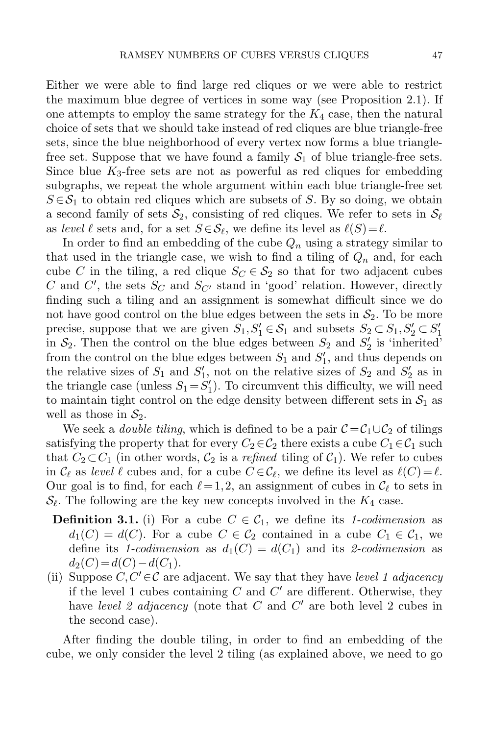Either we were able to find large red cliques or we were able to restrict the maximum blue degree of vertices in some way (see Proposition 2.1). If one attempts to employ the same strategy for the $K_4$ case, then the natural choice of sets that we should take instead of red cliques are blue triangle-free sets, since the blue neighborhood of every vertex now forms a blue triangle-free set. Suppose that we have found a family $\mathcal{S}_1$ of blue triangle-free sets. Since blue $K_3$-free sets are not as powerful as red cliques for embedding subgraphs, we repeat the whole argument within each blue triangle-free set $S \in \mathcal{S}_1$ to obtain red cliques which are subsets of $S$. By so doing, we obtain a second family of sets $\mathcal{S}_2$, consisting of red cliques. We refer to sets in $\mathcal{S}_\ell$ as *level $\ell$* sets and, for a set $S \in \mathcal{S}_\ell$, we define its level as $\ell(S) = \ell$.

In order to find an embedding of the cube $Q_n$ using a strategy similar to that used in the triangle case, we wish to find a tiling of $Q_n$ and, for each cube $C$ in the tiling, a red clique $S_C \in \mathcal{S}_2$ so that for two adjacent cubes $C$ and $C'$, the sets $S_C$ and $S_{C'}$ stand in 'good' relation. However, directly finding such a tiling and an assignment is somewhat difficult since we do not have good control on the blue edges between the sets in $\mathcal{S}_2$. To be more precise, suppose that we are given $S_1, S_1' \in \mathcal{S}_1$ and subsets $S_2 \subset S_1, S_2' \subset S_1'$ in $\mathcal{S}_2$. Then the control on the blue edges between $S_2$ and $S_2'$ is 'inherited' from the control on the blue edges between $S_1$ and $S_1'$, and thus depends on the relative sizes of $S_1$ and $S_1'$, not on the relative sizes of $S_2$ and $S_2'$ as in the triangle case (unless $S_1 = S_1'$). To circumvent this difficulty, we will need to maintain tight control on the edge density between different sets in $\mathcal{S}_1$ as well as those in $\mathcal{S}_2$.

We seek a *double tiling*, which is defined to be a pair $\mathcal{C} = \mathcal{C}_1 \cup \mathcal{C}_2$ of tilings satisfying the property that for every $C_2 \in \mathcal{C}_2$ there exists a cube $C_1 \in \mathcal{C}_1$ such that $C_2 \subset C_1$ (in other words, $\mathcal{C}_2$ is a *refined* tiling of $\mathcal{C}_1$). We refer to cubes in $\mathcal{C}_\ell$ as *level $\ell$* cubes and, for a cube $C \in \mathcal{C}_\ell$, we define its level as $\ell(C) = \ell$. Our goal is to find, for each $\ell = 1, 2$, an assignment of cubes in $\mathcal{C}_\ell$ to sets in $\mathcal{S}_\ell$. The following are the key new concepts involved in the $K_4$ case.

**Definition 3.1.** (i) For a cube $C \in \mathcal{C}_1$, we define its *1-codimension* as $d_1(C) = d(C)$. For a cube $C \in \mathcal{C}_2$ contained in a cube $C_1 \in \mathcal{C}_1$, we define its *1-codimension* as $d_1(C) = d(C_1)$ and its *2-codimension* as $d_2(C) = d(C) - d(C_1)$.

(ii) Suppose $C, C' \in \mathcal{C}$ are adjacent. We say that they have *level 1 adjacency* if the level 1 cubes containing $C$ and $C'$ are different. Otherwise, they have *level 2 adjacency* (note that $C$ and $C'$ are both level 2 cubes in the second case).

After finding the double tiling, in order to find an embedding of the cube, we only consider the level 2 tiling (as explained above, we need to go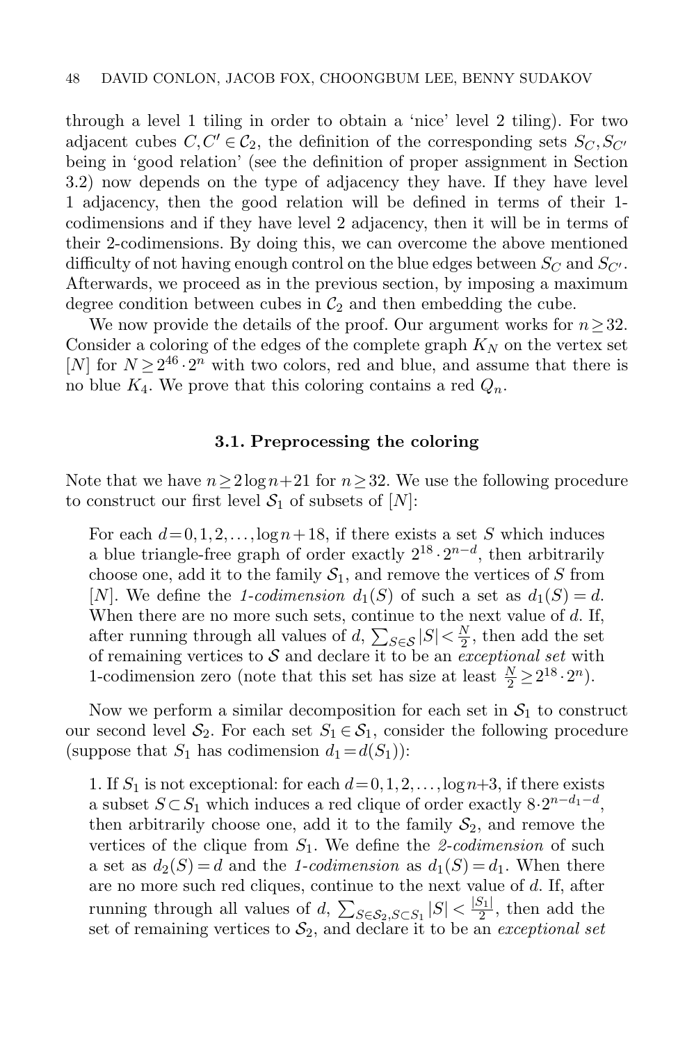through a level 1 tiling in order to obtain a 'nice' level 2 tiling). For two adjacent cubes $C, C' \in \mathcal{C}_2$, the definition of the corresponding sets $S_C, S_{C'}$ being in 'good relation' (see the definition of proper assignment in Section 3.2) now depends on the type of adjacency they have. If they have level 1 adjacency, then the good relation will be defined in terms of their 1-codimensions and if they have level 2 adjacency, then it will be in terms of their 2-codimensions. By doing this, we can overcome the above mentioned difficulty of not having enough control on the blue edges between $S_C$ and $S_{C'}$. Afterwards, we proceed as in the previous section, by imposing a maximum degree condition between cubes in $\mathcal{C}_2$ and then embedding the cube.

We now provide the details of the proof. Our argument works for $n \geq 32$. Consider a coloring of the edges of the complete graph $K_N$ on the vertex set $[N]$ for $N \geq 2^{46} \cdot 2^n$ with two colors, red and blue, and assume that there is no blue $K_4$. We prove that this coloring contains a red $Q_n$.

### 3.1. Preprocessing the coloring

Note that we have $n \geq 2\log n + 21$ for $n \geq 32$. We use the following procedure to construct our first level $\mathcal{S}_1$ of subsets of $[N]$:

> For each $d = 0, 1, 2, \ldots, \log n + 18$, if there exists a set $S$ which induces a blue triangle-free graph of order exactly $2^{18} \cdot 2^{n-d}$, then arbitrarily choose one, add it to the family $\mathcal{S}_1$, and remove the vertices of $S$ from $[N]$. We define the *1-codimension* $d_1(S)$ of such a set as $d_1(S) = d$. When there are no more such sets, continue to the next value of $d$. If, after running through all values of $d$, $\sum_{S \in \mathcal{S}} |S| < \frac{N}{2}$, then add the set of remaining vertices to $\mathcal{S}$ and declare it to be an *exceptional set* with 1-codimension zero (note that this set has size at least $\frac{N}{2} \geq 2^{18} \cdot 2^n$).

Now we perform a similar decomposition for each set in $\mathcal{S}_1$ to construct our second level $\mathcal{S}_2$. For each set $S_1 \in \mathcal{S}_1$, consider the following procedure (suppose that $S_1$ has codimension $d_1 = d(S_1)$):

> 1. If $S_1$ is not exceptional: for each $d = 0, 1, 2, \ldots, \log n + 3$, if there exists a subset $S \subset S_1$ which induces a red clique of order exactly $8 \cdot 2^{n-d_1-d}$, then arbitrarily choose one, add it to the family $\mathcal{S}_2$, and remove the vertices of the clique from $S_1$. We define the *2-codimension* of such a set as $d_2(S) = d$ and the *1-codimension* as $d_1(S) = d_1$. When there are no more such red cliques, continue to the next value of $d$. If, after running through all values of $d$, $\sum_{S \in \mathcal{S}_2, S \subset S_1} |S| < \frac{|S_1|}{2}$, then add the set of remaining vertices to $\mathcal{S}_2$, and declare it to be an *exceptional set*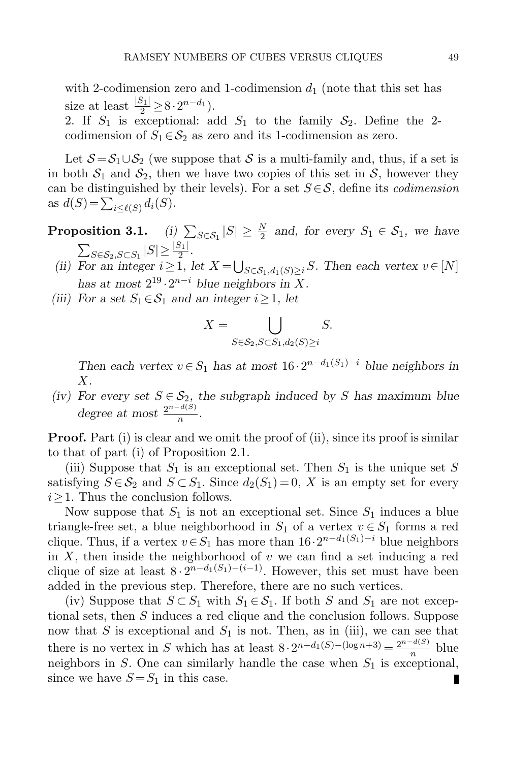with 2-codimension zero and 1-codimension $d_1$ (note that this set has size at least $\frac{|S_1|}{2} \geq 8 \cdot 2^{n-d_1}$).
2. If $S_1$ is exceptional: add $S_1$ to the family $\mathcal{S}_2$. Define the 2-codimension of $S_1 \in \mathcal{S}_2$ as zero and its 1-codimension as zero.

Let $\mathcal{S} = \mathcal{S}_1 \cup \mathcal{S}_2$ (we suppose that $\mathcal{S}$ is a multi-family and, thus, if a set is in both $\mathcal{S}_1$ and $\mathcal{S}_2$, then we have two copies of this set in $\mathcal{S}$, however they can be distinguished by their levels). For a set $S \in \mathcal{S}$, define its *codimension* as $d(S) = \sum_{i \leq \ell(S)} d_i(S)$.

**Proposition 3.1.** *(i) $\sum_{S \in \mathcal{S}_1} |S| \geq \frac{N}{2}$ and, for every $S_1 \in \mathcal{S}_1$, we have $\sum_{S \in \mathcal{S}_2, S \subset S_1} |S| \geq \frac{|S_1|}{2}$.*

*(ii) For an integer $i \geq 1$, let $X = \bigcup_{S \in \mathcal{S}_1, d_1(S) \geq i} S$. Then each vertex $v \in [N]$ has at most $2^{19} \cdot 2^{n-i}$ blue neighbors in $X$.*

*(iii) For a set $S_1 \in \mathcal{S}_1$ and an integer $i \geq 1$, let*

$$X = \bigcup_{S \in \mathcal{S}_2, S \subset S_1, d_2(S) \geq i} S.$$

*Then each vertex $v \in S_1$ has at most $16 \cdot 2^{n-d_1(S_1)-i}$ blue neighbors in $X$.*

*(iv) For every set $S \in \mathcal{S}_2$, the subgraph induced by $S$ has maximum blue degree at most $\frac{2^{n-d(S)}}{n}$.*

**Proof.** Part (i) is clear and we omit the proof of (ii), since its proof is similar to that of part (i) of Proposition 2.1.

(iii) Suppose that $S_1$ is an exceptional set. Then $S_1$ is the unique set $S$ satisfying $S \in \mathcal{S}_2$ and $S \subset S_1$. Since $d_2(S_1) = 0$, $X$ is an empty set for every $i \geq 1$. Thus the conclusion follows.

Now suppose that $S_1$ is not an exceptional set. Since $S_1$ induces a blue triangle-free set, a blue neighborhood in $S_1$ of a vertex $v \in S_1$ forms a red clique. Thus, if a vertex $v \in S_1$ has more than $16 \cdot 2^{n-d_1(S_1)-i}$ blue neighbors in $X$, then inside the neighborhood of $v$ we can find a set inducing a red clique of size at least $8 \cdot 2^{n-d_1(S_1)-(i-1)}$. However, this set must have been added in the previous step. Therefore, there are no such vertices.

(iv) Suppose that $S \subset S_1$ with $S_1 \in \mathcal{S}_1$. If both $S$ and $S_1$ are not exceptional sets, then $S$ induces a red clique and the conclusion follows. Suppose now that $S$ is exceptional and $S_1$ is not. Then, as in (iii), we can see that there is no vertex in $S$ which has at least $8 \cdot 2^{n-d_1(S)-(\log n+3)} = \frac{2^{n-d(S)}}{n}$ blue neighbors in $S$. One can similarly handle the case when $S_1$ is exceptional, since we have $S = S_1$ in this case. ∎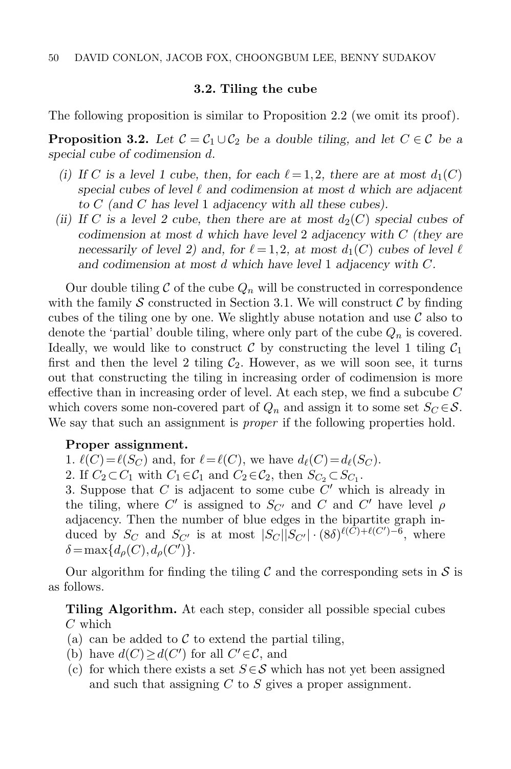### 3.2. Tiling the cube

The following proposition is similar to Proposition 2.2 (we omit its proof).

**Proposition 3.2.** *Let $\mathcal{C} = \mathcal{C}_1 \cup \mathcal{C}_2$ be a double tiling, and let $C \in \mathcal{C}$ be a special cube of codimension $d$.*

- *(i) If $C$ is a level 1 cube, then, for each $\ell = 1, 2$, there are at most $d_1(C)$ special cubes of level $\ell$ and codimension at most $d$ which are adjacent to $C$ (and $C$ has level 1 adjacency with all these cubes).*
- *(ii) If $C$ is a level 2 cube, then there are at most $d_2(C)$ special cubes of codimension at most $d$ which have level 2 adjacency with $C$ (they are necessarily of level 2) and, for $\ell = 1, 2$, at most $d_1(C)$ cubes of level $\ell$ and codimension at most $d$ which have level 1 adjacency with $C$.*

Our double tiling $\mathcal{C}$ of the cube $Q_n$ will be constructed in correspondence with the family $\mathcal{S}$ constructed in Section 3.1. We will construct $\mathcal{C}$ by finding cubes of the tiling one by one. We slightly abuse notation and use $\mathcal{C}$ also to denote the 'partial' double tiling, where only part of the cube $Q_n$ is covered. Ideally, we would like to construct $\mathcal{C}$ by constructing the level 1 tiling $\mathcal{C}_1$ first and then the level 2 tiling $\mathcal{C}_2$. However, as we will soon see, it turns out that constructing the tiling in increasing order of codimension is more effective than in increasing order of level. At each step, we find a subcube $C$ which covers some non-covered part of $Q_n$ and assign it to some set $S_C \in \mathcal{S}$. We say that such an assignment is *proper* if the following properties hold.

**Proper assignment.**
1. $\ell(C) = \ell(S_C)$ and, for $\ell = \ell(C)$, we have $d_\ell(C) = d_\ell(S_C)$.
2. If $C_2 \subset C_1$ with $C_1 \in \mathcal{C}_1$ and $C_2 \in \mathcal{C}_2$, then $S_{C_2} \subset S_{C_1}$.
3. Suppose that $C$ is adjacent to some cube $C'$ which is already in the tiling, where $C'$ is assigned to $S_{C'}$ and $C$ and $C'$ have level $\rho$ adjacency. Then the number of blue edges in the bipartite graph induced by $S_C$ and $S_{C'}$ is at most $|S_C||S_{C'}| \cdot (8\delta)^{\ell(C)+\ell(C')-6}$, where $\delta = \max\{d_\rho(C), d_\rho(C')\}$.

Our algorithm for finding the tiling $\mathcal{C}$ and the corresponding sets in $\mathcal{S}$ is as follows.

**Tiling Algorithm.** At each step, consider all possible special cubes $C$ which
- (a) can be added to $\mathcal{C}$ to extend the partial tiling,
- (b) have $d(C) \geq d(C')$ for all $C' \in \mathcal{C}$, and
- (c) for which there exists a set $S \in \mathcal{S}$ which has not yet been assigned and such that assigning $C$ to $S$ gives a proper assignment.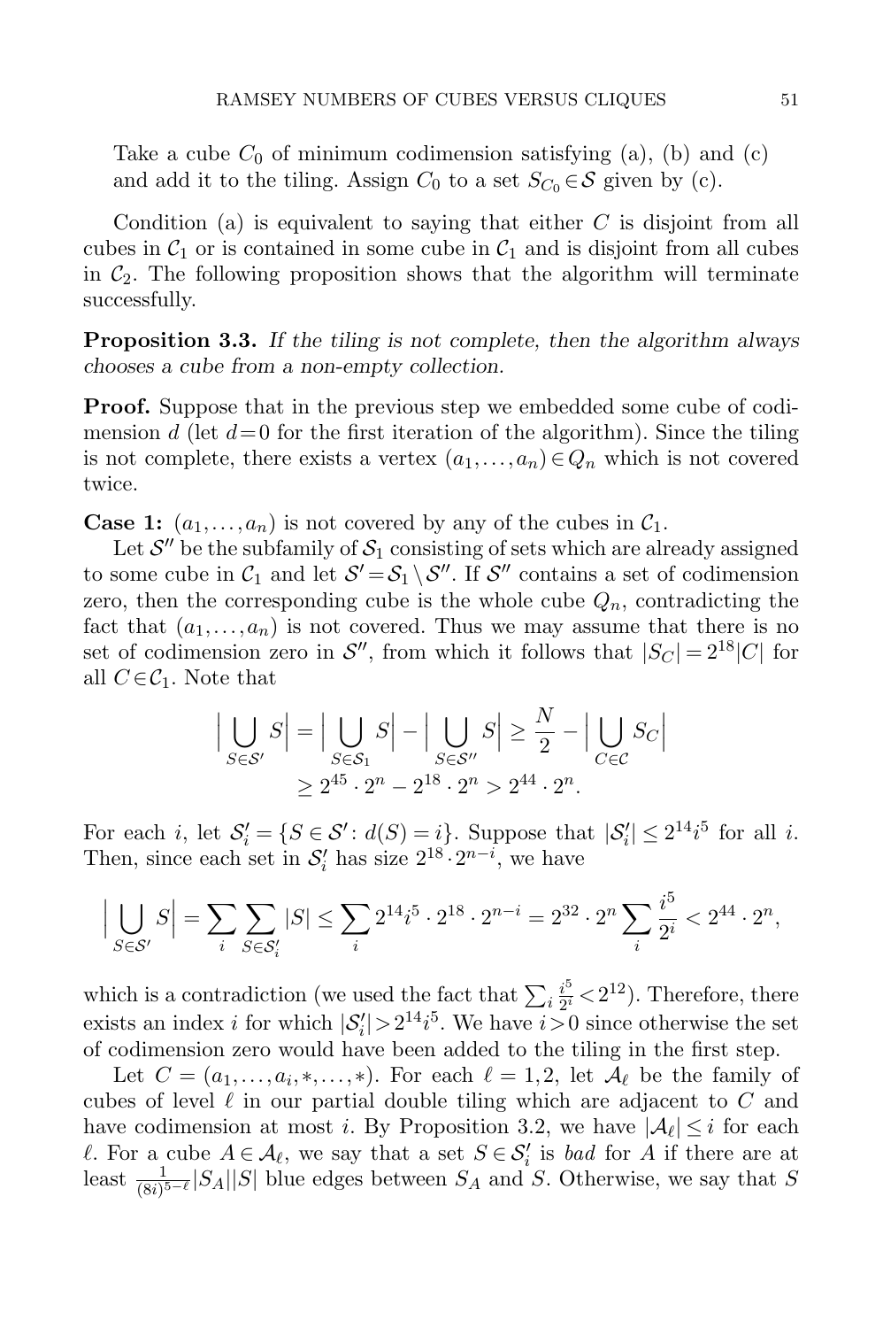Take a cube $C_0$ of minimum codimension satisfying (a), (b) and (c) and add it to the tiling. Assign $C_0$ to a set $S_{C_0} \in \mathcal{S}$ given by (c).

Condition (a) is equivalent to saying that either $C$ is disjoint from all cubes in $\mathcal{C}_1$ or is contained in some cube in $\mathcal{C}_1$ and is disjoint from all cubes in $\mathcal{C}_2$. The following proposition shows that the algorithm will terminate successfully.

**Proposition 3.3.** *If the tiling is not complete, then the algorithm always chooses a cube from a non-empty collection.*

**Proof.** Suppose that in the previous step we embedded some cube of codimension $d$ (let $d=0$ for the first iteration of the algorithm). Since the tiling is not complete, there exists a vertex $(a_1,\dots,a_n) \in Q_n$ which is not covered twice.

**Case 1:** $(a_1,\dots,a_n)$ is not covered by any of the cubes in $\mathcal{C}_1$.

Let $\mathcal{S}''$ be the subfamily of $\mathcal{S}_1$ consisting of sets which are already assigned to some cube in $\mathcal{C}_1$ and let $\mathcal{S}' = \mathcal{S}_1 \setminus \mathcal{S}''$. If $\mathcal{S}''$ contains a set of codimension zero, then the corresponding cube is the whole cube $Q_n$, contradicting the fact that $(a_1,\dots,a_n)$ is not covered. Thus we may assume that there is no set of codimension zero in $\mathcal{S}''$, from which it follows that $|S_C| = 2^{18}|C|$ for all $C \in \mathcal{C}_1$. Note that

$$\Big|\bigcup_{S\in\mathcal{S}'} S\Big| = \Big|\bigcup_{S\in\mathcal{S}_1} S\Big| - \Big|\bigcup_{S\in\mathcal{S}''} S\Big| \geq \frac{N}{2} - \Big|\bigcup_{C\in\mathcal{C}} S_C\Big|$$
$$\geq 2^{45}\cdot 2^n - 2^{18}\cdot 2^n > 2^{44}\cdot 2^n.$$

For each $i$, let $\mathcal{S}'_i = \{S \in \mathcal{S}' \colon d(S) = i\}$. Suppose that $|\mathcal{S}'_i| \leq 2^{14} i^5$ for all $i$. Then, since each set in $\mathcal{S}'_i$ has size $2^{18}\cdot 2^{n-i}$, we have

$$\Big|\bigcup_{S\in\mathcal{S}'} S\Big| = \sum_i \sum_{S\in\mathcal{S}'_i} |S| \leq \sum_i 2^{14} i^5 \cdot 2^{18}\cdot 2^{n-i} = 2^{32}\cdot 2^n \sum_i \frac{i^5}{2^i} < 2^{44}\cdot 2^n,$$

which is a contradiction (we used the fact that $\sum_i \frac{i^5}{2^i} < 2^{12}$). Therefore, there exists an index $i$ for which $|\mathcal{S}'_i| > 2^{14} i^5$. We have $i>0$ since otherwise the set of codimension zero would have been added to the tiling in the first step.

Let $C = (a_1,\dots,a_i,*,\dots,*)$. For each $\ell = 1,2$, let $\mathcal{A}_\ell$ be the family of cubes of level $\ell$ in our partial double tiling which are adjacent to $C$ and have codimension at most $i$. By Proposition 3.2, we have $|\mathcal{A}_\ell| \leq i$ for each $\ell$. For a cube $A \in \mathcal{A}_\ell$, we say that a set $S \in \mathcal{S}'_i$ is *bad* for $A$ if there are at least $\frac{1}{(8i)^{5-\ell}}|S_A||S|$ blue edges between $S_A$ and $S$. Otherwise, we say that $S$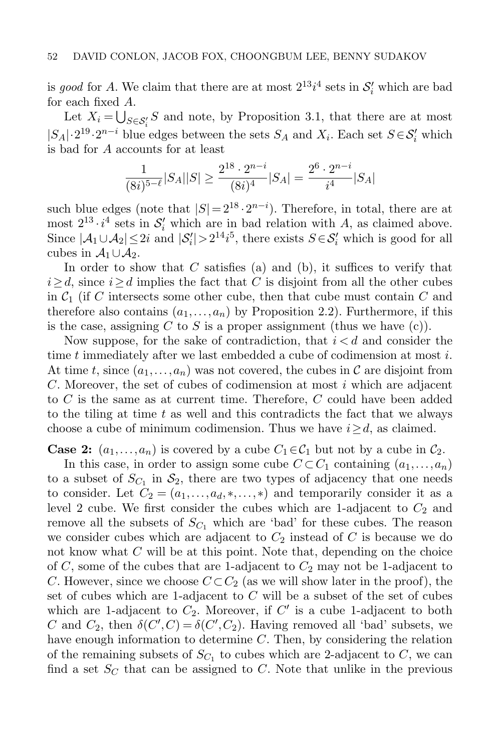is *good* for $A$. We claim that there are at most $2^{13}i^4$ sets in $\mathcal{S}'_i$ which are bad for each fixed $A$.

Let $X_i = \bigcup_{S \in \mathcal{S}'_i} S$ and note, by Proposition 3.1, that there are at most $|S_A| \cdot 2^{19} \cdot 2^{n-i}$ blue edges between the sets $S_A$ and $X_i$. Each set $S \in \mathcal{S}'_i$ which is bad for $A$ accounts for at least

$$\frac{1}{(8i)^{5-\ell}}|S_A||S| \geq \frac{2^{18} \cdot 2^{n-i}}{(8i)^4}|S_A| = \frac{2^6 \cdot 2^{n-i}}{i^4}|S_A|$$

such blue edges (note that $|S| = 2^{18} \cdot 2^{n-i}$). Therefore, in total, there are at most $2^{13} \cdot i^4$ sets in $\mathcal{S}'_i$ which are in bad relation with $A$, as claimed above. Since $|\mathcal{A}_1 \cup \mathcal{A}_2| \leq 2i$ and $|\mathcal{S}'_i| > 2^{14}i^5$, there exists $S \in \mathcal{S}'_i$ which is good for all cubes in $\mathcal{A}_1 \cup \mathcal{A}_2$.

In order to show that $C$ satisfies (a) and (b), it suffices to verify that $i \geq d$, since $i \geq d$ implies the fact that $C$ is disjoint from all the other cubes in $\mathcal{C}_1$ (if $C$ intersects some other cube, then that cube must contain $C$ and therefore also contains $(a_1, \ldots, a_n)$ by Proposition 2.2). Furthermore, if this is the case, assigning $C$ to $S$ is a proper assignment (thus we have (c)).

Now suppose, for the sake of contradiction, that $i < d$ and consider the time $t$ immediately after we last embedded a cube of codimension at most $i$. At time $t$, since $(a_1, \ldots, a_n)$ was not covered, the cubes in $\mathcal{C}$ are disjoint from $C$. Moreover, the set of cubes of codimension at most $i$ which are adjacent to $C$ is the same as at current time. Therefore, $C$ could have been added to the tiling at time $t$ as well and this contradicts the fact that we always choose a cube of minimum codimension. Thus we have $i \geq d$, as claimed.

**Case 2:** $(a_1, \ldots, a_n)$ is covered by a cube $C_1 \in \mathcal{C}_1$ but not by a cube in $\mathcal{C}_2$.

In this case, in order to assign some cube $C \subset C_1$ containing $(a_1, \ldots, a_n)$ to a subset of $S_{C_1}$ in $\mathcal{S}_2$, there are two types of adjacency that one needs to consider. Let $C_2 = (a_1, \ldots, a_d, *, \ldots, *)$ and temporarily consider it as a level 2 cube. We first consider the cubes which are 1-adjacent to $C_2$ and remove all the subsets of $S_{C_1}$ which are 'bad' for these cubes. The reason we consider cubes which are adjacent to $C_2$ instead of $C$ is because we do not know what $C$ will be at this point. Note that, depending on the choice of $C$, some of the cubes that are 1-adjacent to $C_2$ may not be 1-adjacent to $C$. However, since we choose $C \subset C_2$ (as we will show later in the proof), the set of cubes which are 1-adjacent to $C$ will be a subset of the set of cubes which are 1-adjacent to $C_2$. Moreover, if $C'$ is a cube 1-adjacent to both $C$ and $C_2$, then $\delta(C', C) = \delta(C', C_2)$. Having removed all 'bad' subsets, we have enough information to determine $C$. Then, by considering the relation of the remaining subsets of $S_{C_1}$ to cubes which are 2-adjacent to $C$, we can find a set $S_C$ that can be assigned to $C$. Note that unlike in the previous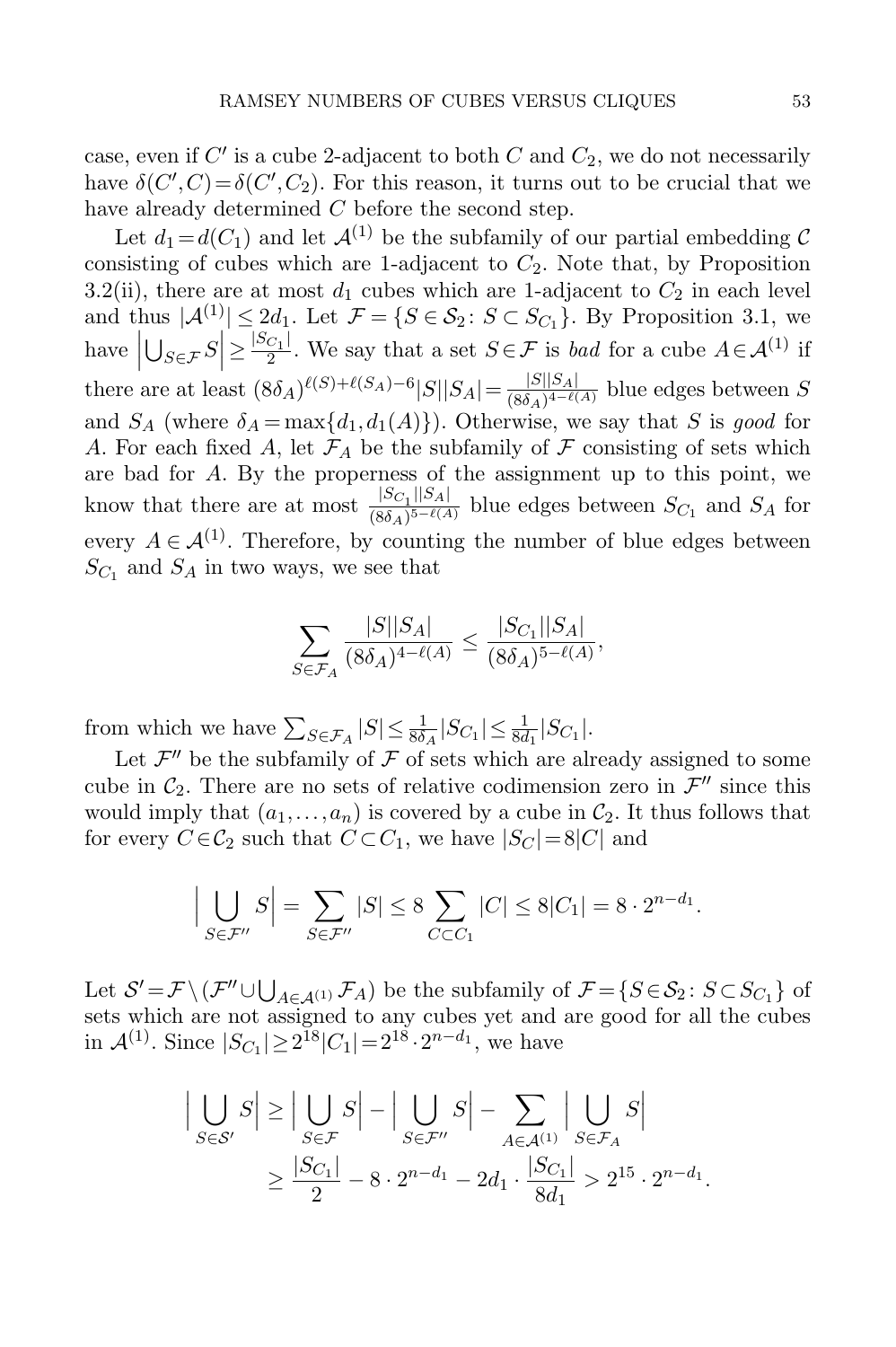case, even if $C'$ is a cube 2-adjacent to both $C$ and $C_2$, we do not necessarily have $\delta(C', C) = \delta(C', C_2)$. For this reason, it turns out to be crucial that we have already determined $C$ before the second step.

Let $d_1 = d(C_1)$ and let $\mathcal{A}^{(1)}$ be the subfamily of our partial embedding $\mathcal{C}$ consisting of cubes which are 1-adjacent to $C_2$. Note that, by Proposition 3.2(ii), there are at most $d_1$ cubes which are 1-adjacent to $C_2$ in each level and thus $|\mathcal{A}^{(1)}| \le 2d_1$. Let $\mathcal{F} = \{S \in \mathcal{S}_2 \colon S \subset S_{C_1}\}$. By Proposition 3.1, we have $\left|\bigcup_{S\in\mathcal{F}} S\right| \ge \frac{|S_{C_1}|}{2}$. We say that a set $S \in \mathcal{F}$ is *bad* for a cube $A \in \mathcal{A}^{(1)}$ if there are at least $(8\delta_A)^{\ell(S)+\ell(S_A)-6}|S||S_A| = \frac{|S||S_A|}{(8\delta_A)^{4-\ell(A)}}$ blue edges between $S$ and $S_A$ (where $\delta_A = \max\{d_1, d_1(A)\}$). Otherwise, we say that $S$ is *good* for $A$. For each fixed $A$, let $\mathcal{F}_A$ be the subfamily of $\mathcal{F}$ consisting of sets which are bad for $A$. By the properness of the assignment up to this point, we know that there are at most $\frac{|S_{C_1}||S_A|}{(8\delta_A)^{5-\ell(A)}}$ blue edges between $S_{C_1}$ and $S_A$ for every $A \in \mathcal{A}^{(1)}$. Therefore, by counting the number of blue edges between $S_{C_1}$ and $S_A$ in two ways, we see that

$$\sum_{S\in\mathcal{F}_A} \frac{|S||S_A|}{(8\delta_A)^{4-\ell(A)}} \le \frac{|S_{C_1}||S_A|}{(8\delta_A)^{5-\ell(A)}},$$

from which we have $\sum_{S\in\mathcal{F}_A}|S| \le \frac{1}{8\delta_A}|S_{C_1}| \le \frac{1}{8d_1}|S_{C_1}|$.

Let $\mathcal{F}''$ be the subfamily of $\mathcal{F}$ of sets which are already assigned to some cube in $\mathcal{C}_2$. There are no sets of relative codimension zero in $\mathcal{F}''$ since this would imply that $(a_1, \dots, a_n)$ is covered by a cube in $\mathcal{C}_2$. It thus follows that for every $C \in \mathcal{C}_2$ such that $C \subset C_1$, we have $|S_C| = 8|C|$ and

$$\Big|\bigcup_{S\in\mathcal{F}''} S\Big| = \sum_{S\in\mathcal{F}''}|S| \le 8\sum_{C\subset C_1}|C| \le 8|C_1| = 8\cdot 2^{n-d_1}.$$

Let $\mathcal{S}' = \mathcal{F}\setminus(\mathcal{F}''\cup\bigcup_{A\in\mathcal{A}^{(1)}}\mathcal{F}_A)$ be the subfamily of $\mathcal{F} = \{S \in \mathcal{S}_2 \colon S \subset S_{C_1}\}$ of sets which are not assigned to any cubes yet and are good for all the cubes in $\mathcal{A}^{(1)}$. Since $|S_{C_1}| \ge 2^{18}|C_1| = 2^{18}\cdot 2^{n-d_1}$, we have

$$\begin{aligned}
\Big|\bigcup_{S\in\mathcal{S}'} S\Big| &\ge \Big|\bigcup_{S\in\mathcal{F}} S\Big| - \Big|\bigcup_{S\in\mathcal{F}''} S\Big| - \sum_{A\in\mathcal{A}^{(1)}}\Big|\bigcup_{S\in\mathcal{F}_A} S\Big| \\
&\ge \frac{|S_{C_1}|}{2} - 8\cdot 2^{n-d_1} - 2d_1\cdot\frac{|S_{C_1}|}{8d_1} > 2^{15}\cdot 2^{n-d_1}.
\end{aligned}$$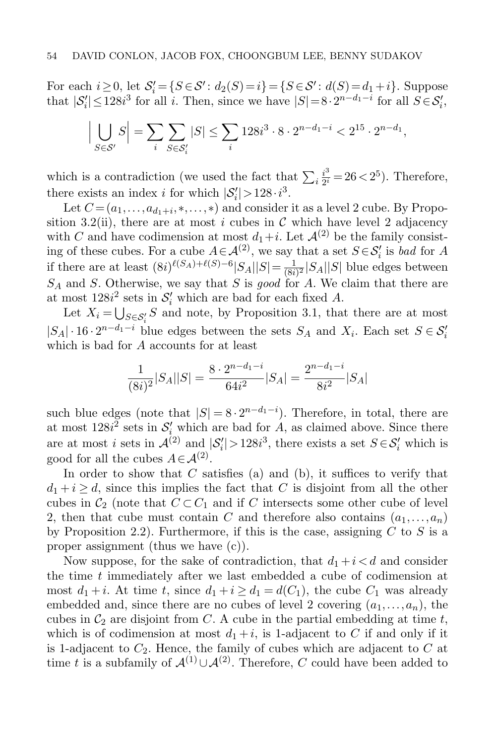For each $i \geq 0$, let $\mathcal{S}'_i = \{S \in \mathcal{S}' : d_2(S) = i\} = \{S \in \mathcal{S}' : d(S) = d_1 + i\}$. Suppose that $|\mathcal{S}'_i| \leq 128i^3$ for all $i$. Then, since we have $|S| = 8 \cdot 2^{n-d_1-i}$ for all $S \in \mathcal{S}'_i$,

$$\Big| \bigcup_{S \in \mathcal{S}'} S \Big| = \sum_i \sum_{S \in \mathcal{S}'_i} |S| \leq \sum_i 128i^3 \cdot 8 \cdot 2^{n-d_1-i} < 2^{15} \cdot 2^{n-d_1},$$

which is a contradiction (we used the fact that $\sum_i \frac{i^3}{2^i} = 26 < 2^5$). Therefore, there exists an index $i$ for which $|\mathcal{S}'_i| > 128 \cdot i^3$.

Let $C = (a_1, \ldots, a_{d_1+i}, *, \ldots, *)$ and consider it as a level 2 cube. By Proposition 3.2(ii), there are at most $i$ cubes in $\mathcal{C}$ which have level 2 adjacency with $C$ and have codimension at most $d_1 + i$. Let $\mathcal{A}^{(2)}$ be the family consisting of these cubes. For a cube $A \in \mathcal{A}^{(2)}$, we say that a set $S \in \mathcal{S}'_i$ is *bad* for $A$ if there are at least $(8i)^{\ell(S_A)+\ell(S)-6}|S_A||S| = \frac{1}{(8i)^2}|S_A||S|$ blue edges between $S_A$ and $S$. Otherwise, we say that $S$ is *good* for $A$. We claim that there are at most $128i^2$ sets in $\mathcal{S}'_i$ which are bad for each fixed $A$.

Let $X_i = \bigcup_{S \in \mathcal{S}'_i} S$ and note, by Proposition 3.1, that there are at most $|S_A| \cdot 16 \cdot 2^{n-d_1-i}$ blue edges between the sets $S_A$ and $X_i$. Each set $S \in \mathcal{S}'_i$ which is bad for $A$ accounts for at least

$$\frac{1}{(8i)^2}|S_A||S| = \frac{8 \cdot 2^{n-d_1-i}}{64i^2}|S_A| = \frac{2^{n-d_1-i}}{8i^2}|S_A|$$

such blue edges (note that $|S| = 8 \cdot 2^{n-d_1-i}$). Therefore, in total, there are at most $128i^2$ sets in $\mathcal{S}'_i$ which are bad for $A$, as claimed above. Since there are at most $i$ sets in $\mathcal{A}^{(2)}$ and $|\mathcal{S}'_i| > 128i^3$, there exists a set $S \in \mathcal{S}'_i$ which is good for all the cubes $A \in \mathcal{A}^{(2)}$.

In order to show that $C$ satisfies (a) and (b), it suffices to verify that $d_1 + i \geq d$, since this implies the fact that $C$ is disjoint from all the other cubes in $\mathcal{C}_2$ (note that $C \subset C_1$ and if $C$ intersects some other cube of level 2, then that cube must contain $C$ and therefore also contains $(a_1, \ldots, a_n)$ by Proposition 2.2). Furthermore, if this is the case, assigning $C$ to $S$ is a proper assignment (thus we have (c)).

Now suppose, for the sake of contradiction, that $d_1 + i < d$ and consider the time $t$ immediately after we last embedded a cube of codimension at most $d_1 + i$. At time $t$, since $d_1 + i \geq d_1 = d(C_1)$, the cube $C_1$ was already embedded and, since there are no cubes of level 2 covering $(a_1, \ldots, a_n)$, the cubes in $\mathcal{C}_2$ are disjoint from $C$. A cube in the partial embedding at time $t$, which is of codimension at most $d_1 + i$, is 1-adjacent to $C$ if and only if it is 1-adjacent to $C_2$. Hence, the family of cubes which are adjacent to $C$ at time $t$ is a subfamily of $\mathcal{A}^{(1)} \cup \mathcal{A}^{(2)}$. Therefore, $C$ could have been added to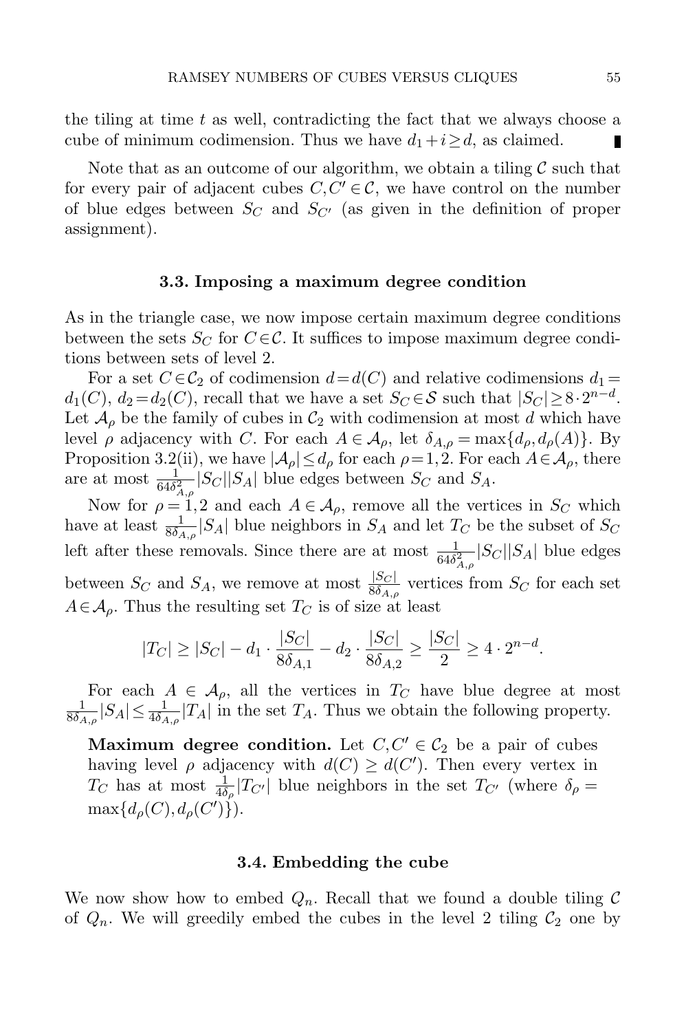the tiling at time $t$ as well, contradicting the fact that we always choose a cube of minimum codimension. Thus we have $d_1 + i \geq d$, as claimed. ∎

Note that as an outcome of our algorithm, we obtain a tiling $\mathcal{C}$ such that for every pair of adjacent cubes $C, C' \in \mathcal{C}$, we have control on the number of blue edges between $S_C$ and $S_{C'}$ (as given in the definition of proper assignment).

### 3.3. Imposing a maximum degree condition

As in the triangle case, we now impose certain maximum degree conditions between the sets $S_C$ for $C \in \mathcal{C}$. It suffices to impose maximum degree conditions between sets of level 2.

For a set $C \in \mathcal{C}_2$ of codimension $d = d(C)$ and relative codimensions $d_1 = d_1(C)$, $d_2 = d_2(C)$, recall that we have a set $S_C \in \mathcal{S}$ such that $|S_C| \geq 8 \cdot 2^{n-d}$. Let $\mathcal{A}_\rho$ be the family of cubes in $\mathcal{C}_2$ with codimension at most $d$ which have level $\rho$ adjacency with $C$. For each $A \in \mathcal{A}_\rho$, let $\delta_{A,\rho} = \max\{d_\rho, d_\rho(A)\}$. By Proposition 3.2(ii), we have $|\mathcal{A}_\rho| \leq d_\rho$ for each $\rho = 1, 2$. For each $A \in \mathcal{A}_\rho$, there are at most $\frac{1}{64\delta_{A,\rho}^2}|S_C||S_A|$ blue edges between $S_C$ and $S_A$.

Now for $\rho = 1, 2$ and each $A \in \mathcal{A}_\rho$, remove all the vertices in $S_C$ which have at least $\frac{1}{8\delta_{A,\rho}}|S_A|$ blue neighbors in $S_A$ and let $T_C$ be the subset of $S_C$ left after these removals. Since there are at most $\frac{1}{64\delta_{A,\rho}^2}|S_C||S_A|$ blue edges between $S_C$ and $S_A$, we remove at most $\frac{|S_C|}{8\delta_{A,\rho}}$ vertices from $S_C$ for each set $A \in \mathcal{A}_\rho$. Thus the resulting set $T_C$ is of size at least

$$|T_C| \geq |S_C| - d_1 \cdot \frac{|S_C|}{8\delta_{A,1}} - d_2 \cdot \frac{|S_C|}{8\delta_{A,2}} \geq \frac{|S_C|}{2} \geq 4 \cdot 2^{n-d}.$$

For each $A \in \mathcal{A}_\rho$, all the vertices in $T_C$ have blue degree at most $\frac{1}{8\delta_{A,\rho}}|S_A| \leq \frac{1}{4\delta_{A,\rho}}|T_A|$ in the set $T_A$. Thus we obtain the following property.

> **Maximum degree condition.** Let $C, C' \in \mathcal{C}_2$ be a pair of cubes having level $\rho$ adjacency with $d(C) \geq d(C')$. Then every vertex in $T_C$ has at most $\frac{1}{4\delta_\rho}|T_{C'}|$ blue neighbors in the set $T_{C'}$ (where $\delta_\rho = \max\{d_\rho(C), d_\rho(C')\}$).

### 3.4. Embedding the cube

We now show how to embed $Q_n$. Recall that we found a double tiling $\mathcal{C}$ of $Q_n$. We will greedily embed the cubes in the level 2 tiling $\mathcal{C}_2$ one by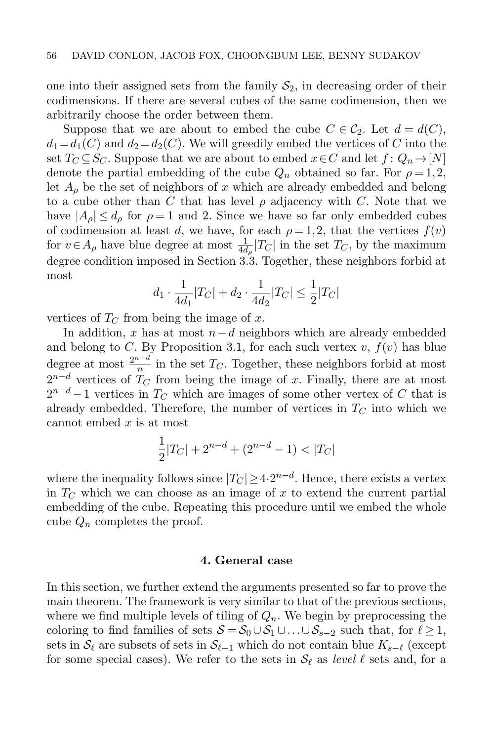one into their assigned sets from the family $\mathcal{S}_2$, in decreasing order of their codimensions. If there are several cubes of the same codimension, then we arbitrarily choose the order between them.

Suppose that we are about to embed the cube $C \in \mathcal{C}_2$. Let $d = d(C)$, $d_1 = d_1(C)$ and $d_2 = d_2(C)$. We will greedily embed the vertices of $C$ into the set $T_C \subseteq S_C$. Suppose that we are about to embed $x \in C$ and let $f : Q_n \to [N]$ denote the partial embedding of the cube $Q_n$ obtained so far. For $\rho = 1, 2$, let $A_\rho$ be the set of neighbors of $x$ which are already embedded and belong to a cube other than $C$ that has level $\rho$ adjacency with $C$. Note that we have $|A_\rho| \le d_\rho$ for $\rho = 1$ and 2. Since we have so far only embedded cubes of codimension at least $d$, we have, for each $\rho = 1, 2$, that the vertices $f(v)$ for $v \in A_\rho$ have blue degree at most $\frac{1}{4d_\rho}|T_C|$ in the set $T_C$, by the maximum degree condition imposed in Section 3.3. Together, these neighbors forbid at most

$$d_1 \cdot \frac{1}{4d_1}|T_C| + d_2 \cdot \frac{1}{4d_2}|T_C| \le \frac{1}{2}|T_C|$$

vertices of $T_C$ from being the image of $x$.

In addition, $x$ has at most $n - d$ neighbors which are already embedded and belong to $C$. By Proposition 3.1, for each such vertex $v$, $f(v)$ has blue degree at most $\frac{2^{n-d}}{n}$ in the set $T_C$. Together, these neighbors forbid at most $2^{n-d}$ vertices of $T_C$ from being the image of $x$. Finally, there are at most $2^{n-d} - 1$ vertices in $T_C$ which are images of some other vertex of $C$ that is already embedded. Therefore, the number of vertices in $T_C$ into which we cannot embed $x$ is at most

$$\frac{1}{2}|T_C| + 2^{n-d} + (2^{n-d} - 1) < |T_C|$$

where the inequality follows since $|T_C| \ge 4 \cdot 2^{n-d}$. Hence, there exists a vertex in $T_C$ which we can choose as an image of $x$ to extend the current partial embedding of the cube. Repeating this procedure until we embed the whole cube $Q_n$ completes the proof.

## 4. General case

In this section, we further extend the arguments presented so far to prove the main theorem. The framework is very similar to that of the previous sections, where we find multiple levels of tiling of $Q_n$. We begin by preprocessing the coloring to find families of sets $\mathcal{S} = \mathcal{S}_0 \cup \mathcal{S}_1 \cup \ldots \cup \mathcal{S}_{s-2}$ such that, for $\ell \ge 1$, sets in $\mathcal{S}_\ell$ are subsets of sets in $\mathcal{S}_{\ell-1}$ which do not contain blue $K_{s-\ell}$ (except for some special cases). We refer to the sets in $\mathcal{S}_\ell$ as *level* $\ell$ sets and, for a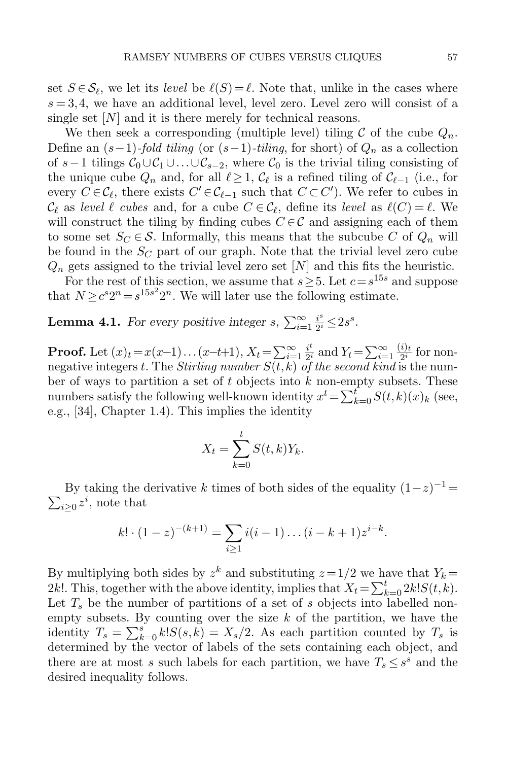set $S \in \mathcal{S}_\ell$, we let its *level* be $\ell(S) = \ell$. Note that, unlike in the cases where $s = 3, 4$, we have an additional level, level zero. Level zero will consist of a single set $[N]$ and it is there merely for technical reasons.

We then seek a corresponding (multiple level) tiling $\mathcal{C}$ of the cube $Q_n$. Define an $(s-1)$-*fold tiling* (or $(s-1)$-*tiling*, for short) of $Q_n$ as a collection of $s-1$ tilings $\mathcal{C}_0 \cup \mathcal{C}_1 \cup \ldots \cup \mathcal{C}_{s-2}$, where $\mathcal{C}_0$ is the trivial tiling consisting of the unique cube $Q_n$ and, for all $\ell \geq 1$, $\mathcal{C}_\ell$ is a refined tiling of $\mathcal{C}_{\ell-1}$ (i.e., for every $C \in \mathcal{C}_\ell$, there exists $C' \in \mathcal{C}_{\ell-1}$ such that $C \subset C'$). We refer to cubes in $\mathcal{C}_\ell$ as *level* $\ell$ *cubes* and, for a cube $C \in \mathcal{C}_\ell$, define its *level* as $\ell(C) = \ell$. We will construct the tiling by finding cubes $C \in \mathcal{C}$ and assigning each of them to some set $S_C \in \mathcal{S}$. Informally, this means that the subcube $C$ of $Q_n$ will be found in the $S_C$ part of our graph. Note that the trivial level zero cube $Q_n$ gets assigned to the trivial level zero set $[N]$ and this fits the heuristic.

For the rest of this section, we assume that $s \geq 5$. Let $c = s^{15s}$ and suppose that $N \geq c^s 2^n = s^{15s^2} 2^n$. We will later use the following estimate.

**Lemma 4.1.** *For every positive integer* $s$, $\sum_{i=1}^{\infty} \frac{i^s}{2^i} \leq 2s^s$.

**Proof.** Let $(x)_t = x(x-1)\ldots(x-t+1)$, $X_t = \sum_{i=1}^{\infty} \frac{i^t}{2^i}$ and $Y_t = \sum_{i=1}^{\infty} \frac{(i)_t}{2^i}$ for non-negative integers $t$. The *Stirling number* $S(t,k)$ *of the second kind* is the number of ways to partition a set of $t$ objects into $k$ non-empty subsets. These numbers satisfy the following well-known identity $x^t = \sum_{k=0}^{t} S(t,k)(x)_k$ (see, e.g., [34], Chapter 1.4). This implies the identity

$$X_t = \sum_{k=0}^{t} S(t,k) Y_k.$$

By taking the derivative $k$ times of both sides of the equality $(1-z)^{-1} = \sum_{i \geq 0} z^i$, note that

$$k! \cdot (1-z)^{-(k+1)} = \sum_{i \geq 1} i(i-1)\ldots(i-k+1) z^{i-k}.$$

By multiplying both sides by $z^k$ and substituting $z = 1/2$ we have that $Y_k = 2k!$. This, together with the above identity, implies that $X_t = \sum_{k=0}^{t} 2k! S(t,k)$. Let $T_s$ be the number of partitions of a set of $s$ objects into labelled non-empty subsets. By counting over the size $k$ of the partition, we have the identity $T_s = \sum_{k=0}^{s} k! S(s,k) = X_s/2$. As each partition counted by $T_s$ is determined by the vector of labels of the sets containing each object, and there are at most $s$ such labels for each partition, we have $T_s \leq s^s$ and the desired inequality follows.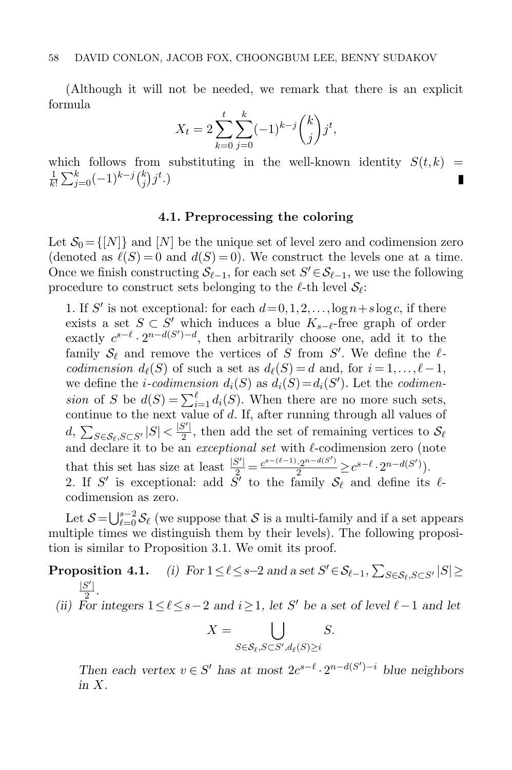(Although it will not be needed, we remark that there is an explicit formula

$$X_t = 2\sum_{k=0}^{t}\sum_{j=0}^{k}(-1)^{k-j}\binom{k}{j}j^t,$$

which follows from substituting in the well-known identity $S(t,k) = \frac{1}{k!}\sum_{j=0}^{k}(-1)^{k-j}\binom{k}{j}j^t$.) ∎

### 4.1. Preprocessing the coloring

Let $\mathcal{S}_0 = \{[N]\}$ and $[N]$ be the unique set of level zero and codimension zero (denoted as $\ell(S)=0$ and $d(S)=0$). We construct the levels one at a time. Once we finish constructing $\mathcal{S}_{\ell-1}$, for each set $S' \in \mathcal{S}_{\ell-1}$, we use the following procedure to construct sets belonging to the $\ell$-th level $\mathcal{S}_\ell$:

1. If $S'$ is not exceptional: for each $d = 0,1,2,\dots,\log n + s\log c$, if there exists a set $S \subset S'$ which induces a blue $K_{s-\ell}$-free graph of order exactly $c^{s-\ell}\cdot 2^{n-d(S')-d}$, then arbitrarily choose one, add it to the family $\mathcal{S}_\ell$ and remove the vertices of $S$ from $S'$. We define the *$\ell$-codimension* $d_\ell(S)$ of such a set as $d_\ell(S) = d$ and, for $i = 1,\dots,\ell-1$, we define the *$i$-codimension* $d_i(S)$ as $d_i(S) = d_i(S')$. Let the *codimension* of $S$ be $d(S) = \sum_{i=1}^{\ell} d_i(S)$. When there are no more such sets, continue to the next value of $d$. If, after running through all values of $d$, $\sum_{S\in\mathcal{S}_\ell, S\subset S'}|S| < \frac{|S'|}{2}$, then add the set of remaining vertices to $\mathcal{S}_\ell$ and declare it to be an *exceptional set* with $\ell$-codimension zero (note that this set has size at least $\frac{|S'|}{2} = \frac{c^{s-(\ell-1)}\cdot 2^{n-d(S')}}{2} \geq c^{s-\ell}\cdot 2^{n-d(S')}$).
2. If $S'$ is exceptional: add $S'$ to the family $\mathcal{S}_\ell$ and define its $\ell$-codimension as zero.

Let $\mathcal{S} = \bigcup_{\ell=0}^{s-2}\mathcal{S}_\ell$ (we suppose that $\mathcal{S}$ is a multi-family and if a set appears multiple times we distinguish them by their levels). The following proposition is similar to Proposition 3.1. We omit its proof.

**Proposition 4.1.** *(i) For $1 \leq \ell \leq s-2$ and a set $S' \in \mathcal{S}_{\ell-1}$, $\sum_{S\in\mathcal{S}_\ell, S\subset S'}|S| \geq \frac{|S'|}{2}$.*

*(ii) For integers $1 \leq \ell \leq s-2$ and $i \geq 1$, let $S'$ be a set of level $\ell-1$ and let*

$$X = \bigcup_{S\in\mathcal{S}_\ell, S\subset S', d_\ell(S)\geq i} S.$$

*Then each vertex $v \in S'$ has at most $2c^{s-\ell}\cdot 2^{n-d(S')-i}$ blue neighbors in $X$.*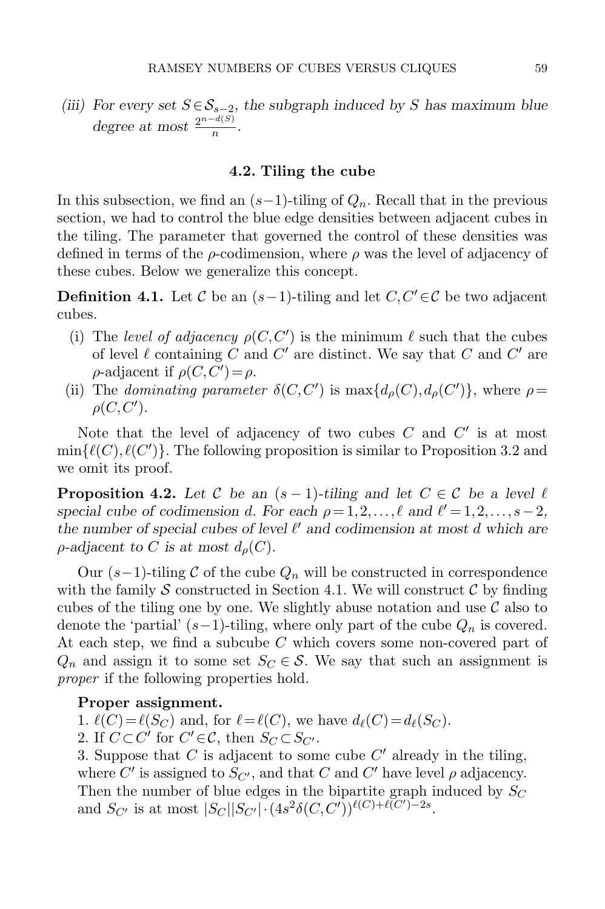*(iii) For every set $S \in \mathcal{S}_{s-2}$, the subgraph induced by $S$ has maximum blue degree at most $\frac{2^{n-d(S)}}{n}$.*

### 4.2. Tiling the cube

In this subsection, we find an $(s-1)$-tiling of $Q_n$. Recall that in the previous section, we had to control the blue edge densities between adjacent cubes in the tiling. The parameter that governed the control of these densities was defined in terms of the $\rho$-codimension, where $\rho$ was the level of adjacency of these cubes. Below we generalize this concept.

**Definition 4.1.** Let $\mathcal{C}$ be an $(s-1)$-tiling and let $C, C' \in \mathcal{C}$ be two adjacent cubes.

(i) The *level of adjacency* $\rho(C,C')$ is the minimum $\ell$ such that the cubes of level $\ell$ containing $C$ and $C'$ are distinct. We say that $C$ and $C'$ are $\rho$-adjacent if $\rho(C,C')=\rho$.

(ii) The *dominating parameter* $\delta(C,C')$ is $\max\{d_\rho(C), d_\rho(C')\}$, where $\rho = \rho(C,C')$.

Note that the level of adjacency of two cubes $C$ and $C'$ is at most $\min\{\ell(C), \ell(C')\}$. The following proposition is similar to Proposition 3.2 and we omit its proof.

**Proposition 4.2.** *Let $\mathcal{C}$ be an $(s-1)$-tiling and let $C \in \mathcal{C}$ be a level $\ell$ special cube of codimension $d$. For each $\rho = 1,2,\ldots,\ell$ and $\ell' = 1,2,\ldots,s-2$, the number of special cubes of level $\ell'$ and codimension at most $d$ which are $\rho$-adjacent to $C$ is at most $d_\rho(C)$.*

Our $(s-1)$-tiling $\mathcal{C}$ of the cube $Q_n$ will be constructed in correspondence with the family $\mathcal{S}$ constructed in Section 4.1. We will construct $\mathcal{C}$ by finding cubes of the tiling one by one. We slightly abuse notation and use $\mathcal{C}$ also to denote the 'partial' $(s-1)$-tiling, where only part of the cube $Q_n$ is covered. At each step, we find a subcube $C$ which covers some non-covered part of $Q_n$ and assign it to some set $S_C \in \mathcal{S}$. We say that such an assignment is *proper* if the following properties hold.

**Proper assignment.**

1. $\ell(C) = \ell(S_C)$ and, for $\ell = \ell(C)$, we have $d_\ell(C) = d_\ell(S_C)$.
2. If $C \subset C'$ for $C' \in \mathcal{C}$, then $S_C \subset S_{C'}$.
3. Suppose that $C$ is adjacent to some cube $C'$ already in the tiling, where $C'$ is assigned to $S_{C'}$, and that $C$ and $C'$ have level $\rho$ adjacency. Then the number of blue edges in the bipartite graph induced by $S_C$ and $S_{C'}$ is at most $|S_C||S_{C'}| \cdot (4s^2\delta(C,C'))^{\ell(C)+\ell(C')-2s}$.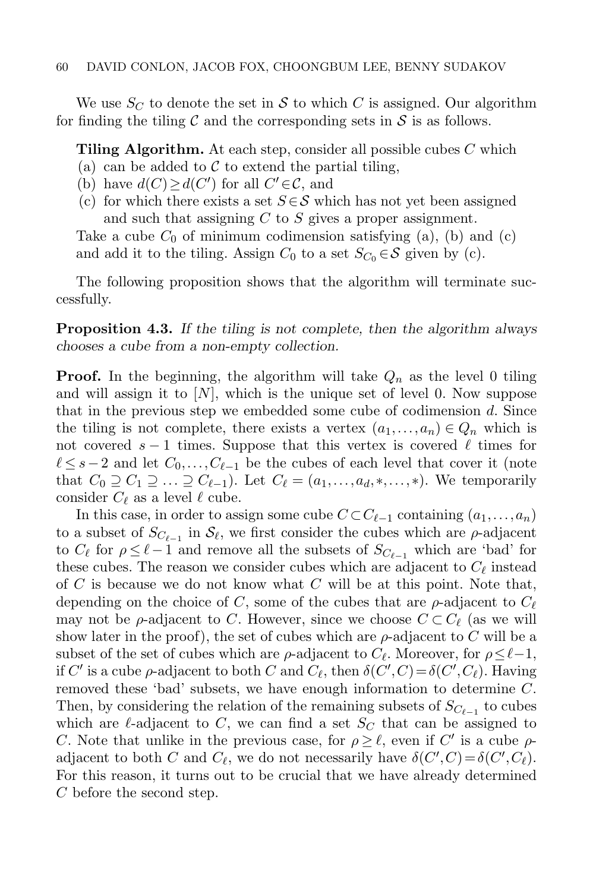We use $S_C$ to denote the set in $\mathcal{S}$ to which $C$ is assigned. Our algorithm for finding the tiling $\mathcal{C}$ and the corresponding sets in $\mathcal{S}$ is as follows.

**Tiling Algorithm.** At each step, consider all possible cubes $C$ which

(a) can be added to $\mathcal{C}$ to extend the partial tiling,

(b) have $d(C) \geq d(C')$ for all $C' \in \mathcal{C}$, and

(c) for which there exists a set $S \in \mathcal{S}$ which has not yet been assigned and such that assigning $C$ to $S$ gives a proper assignment.

Take a cube $C_0$ of minimum codimension satisfying (a), (b) and (c) and add it to the tiling. Assign $C_0$ to a set $S_{C_0} \in \mathcal{S}$ given by (c).

The following proposition shows that the algorithm will terminate successfully.

**Proposition 4.3.** *If the tiling is not complete, then the algorithm always chooses a cube from a non-empty collection.*

**Proof.** In the beginning, the algorithm will take $Q_n$ as the level 0 tiling and will assign it to $[N]$, which is the unique set of level 0. Now suppose that in the previous step we embedded some cube of codimension $d$. Since the tiling is not complete, there exists a vertex $(a_1, \ldots, a_n) \in Q_n$ which is not covered $s-1$ times. Suppose that this vertex is covered $\ell$ times for $\ell \leq s-2$ and let $C_0, \ldots, C_{\ell-1}$ be the cubes of each level that cover it (note that $C_0 \supseteq C_1 \supseteq \ldots \supseteq C_{\ell-1}$). Let $C_\ell = (a_1, \ldots, a_d, *, \ldots, *)$. We temporarily consider $C_\ell$ as a level $\ell$ cube.

In this case, in order to assign some cube $C \subset C_{\ell-1}$ containing $(a_1, \ldots, a_n)$ to a subset of $S_{C_{\ell-1}}$ in $\mathcal{S}_\ell$, we first consider the cubes which are $\rho$-adjacent to $C_\ell$ for $\rho \leq \ell - 1$ and remove all the subsets of $S_{C_{\ell-1}}$ which are 'bad' for these cubes. The reason we consider cubes which are adjacent to $C_\ell$ instead of $C$ is because we do not know what $C$ will be at this point. Note that, depending on the choice of $C$, some of the cubes that are $\rho$-adjacent to $C_\ell$ may not be $\rho$-adjacent to $C$. However, since we choose $C \subset C_\ell$ (as we will show later in the proof), the set of cubes which are $\rho$-adjacent to $C$ will be a subset of the set of cubes which are $\rho$-adjacent to $C_\ell$. Moreover, for $\rho \leq \ell - 1$, if $C'$ is a cube $\rho$-adjacent to both $C$ and $C_\ell$, then $\delta(C', C) = \delta(C', C_\ell)$. Having removed these 'bad' subsets, we have enough information to determine $C$. Then, by considering the relation of the remaining subsets of $S_{C_{\ell-1}}$ to cubes which are $\ell$-adjacent to $C$, we can find a set $S_C$ that can be assigned to $C$. Note that unlike in the previous case, for $\rho \geq \ell$, even if $C'$ is a cube $\rho$-adjacent to both $C$ and $C_\ell$, we do not necessarily have $\delta(C', C) = \delta(C', C_\ell)$. For this reason, it turns out to be crucial that we have already determined $C$ before the second step.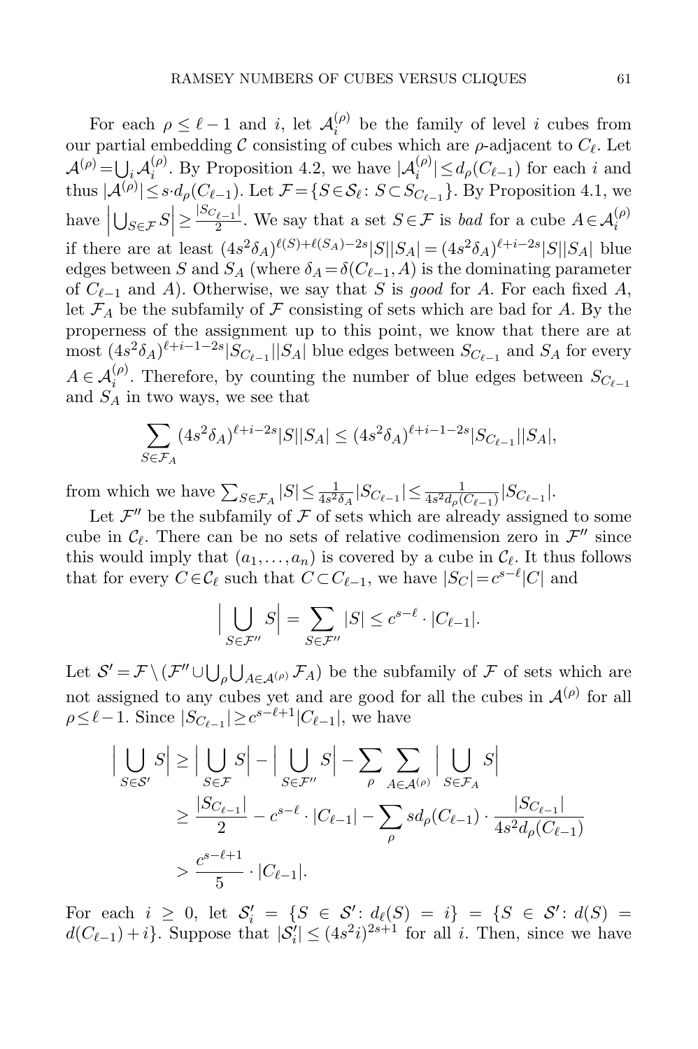For each $\rho \le \ell - 1$ and $i$, let $\mathcal{A}_i^{(\rho)}$ be the family of level $i$ cubes from our partial embedding $\mathcal{C}$ consisting of cubes which are $\rho$-adjacent to $C_\ell$. Let $\mathcal{A}^{(\rho)} = \bigcup_i \mathcal{A}_i^{(\rho)}$. By Proposition 4.2, we have $|\mathcal{A}_i^{(\rho)}| \le d_\rho(C_{\ell-1})$ for each $i$ and thus $|\mathcal{A}^{(\rho)}| \le s \cdot d_\rho(C_{\ell-1})$. Let $\mathcal{F} = \{S \in \mathcal{S}_\ell \colon S \subset S_{C_{\ell-1}}\}$. By Proposition 4.1, we have $\left|\bigcup_{S\in\mathcal{F}} S\right| \ge \frac{|S_{C_{\ell-1}}|}{2}$. We say that a set $S \in \mathcal{F}$ is *bad* for a cube $A \in \mathcal{A}_i^{(\rho)}$ if there are at least $(4s^2\delta_A)^{\ell(S)+\ell(S_A)-2s}|S||S_A| = (4s^2\delta_A)^{\ell+i-2s}|S||S_A|$ blue edges between $S$ and $S_A$ (where $\delta_A = \delta(C_{\ell-1}, A)$ is the dominating parameter of $C_{\ell-1}$ and $A$). Otherwise, we say that $S$ is *good* for $A$. For each fixed $A$, let $\mathcal{F}_A$ be the subfamily of $\mathcal{F}$ consisting of sets which are bad for $A$. By the properness of the assignment up to this point, we know that there are at most $(4s^2\delta_A)^{\ell+i-1-2s}|S_{C_{\ell-1}}||S_A|$ blue edges between $S_{C_{\ell-1}}$ and $S_A$ for every $A \in \mathcal{A}_i^{(\rho)}$. Therefore, by counting the number of blue edges between $S_{C_{\ell-1}}$ and $S_A$ in two ways, we see that

$$\sum_{S\in\mathcal{F}_A} (4s^2\delta_A)^{\ell+i-2s}|S||S_A| \le (4s^2\delta_A)^{\ell+i-1-2s}|S_{C_{\ell-1}}||S_A|,$$

from which we have $\sum_{S\in\mathcal{F}_A}|S| \le \frac{1}{4s^2\delta_A}|S_{C_{\ell-1}}| \le \frac{1}{4s^2 d_\rho(C_{\ell-1})}|S_{C_{\ell-1}}|$.

Let $\mathcal{F}''$ be the subfamily of $\mathcal{F}$ of sets which are already assigned to some cube in $\mathcal{C}_\ell$. There can be no sets of relative codimension zero in $\mathcal{F}''$ since this would imply that $(a_1, \dots, a_n)$ is covered by a cube in $\mathcal{C}_\ell$. It thus follows that for every $C \in \mathcal{C}_\ell$ such that $C \subset C_{\ell-1}$, we have $|S_C| = c^{s-\ell}|C|$ and

$$\Big|\bigcup_{S\in\mathcal{F}''} S\Big| = \sum_{S\in\mathcal{F}''}|S| \le c^{s-\ell}\cdot|C_{\ell-1}|.$$

Let $\mathcal{S}' = \mathcal{F} \setminus (\mathcal{F}'' \cup \bigcup_\rho \bigcup_{A\in\mathcal{A}^{(\rho)}} \mathcal{F}_A)$ be the subfamily of $\mathcal{F}$ of sets which are not assigned to any cubes yet and are good for all the cubes in $\mathcal{A}^{(\rho)}$ for all $\rho \le \ell - 1$. Since $|S_{C_{\ell-1}}| \ge c^{s-\ell+1}|C_{\ell-1}|$, we have

$$\begin{aligned}
\Big|\bigcup_{S\in\mathcal{S}'} S\Big| &\ge \Big|\bigcup_{S\in\mathcal{F}} S\Big| - \Big|\bigcup_{S\in\mathcal{F}''} S\Big| - \sum_\rho \sum_{A\in\mathcal{A}^{(\rho)}} \Big|\bigcup_{S\in\mathcal{F}_A} S\Big| \\
&\ge \frac{|S_{C_{\ell-1}}|}{2} - c^{s-\ell}\cdot|C_{\ell-1}| - \sum_\rho s d_\rho(C_{\ell-1})\cdot\frac{|S_{C_{\ell-1}}|}{4s^2 d_\rho(C_{\ell-1})} \\
&> \frac{c^{s-\ell+1}}{5}\cdot|C_{\ell-1}|.
\end{aligned}$$

For each $i \ge 0$, let $\mathcal{S}_i' = \{S \in \mathcal{S}' \colon d_\ell(S) = i\} = \{S \in \mathcal{S}' \colon d(S) = d(C_{\ell-1}) + i\}$. Suppose that $|\mathcal{S}_i'| \le (4s^2 i)^{2s+1}$ for all $i$. Then, since we have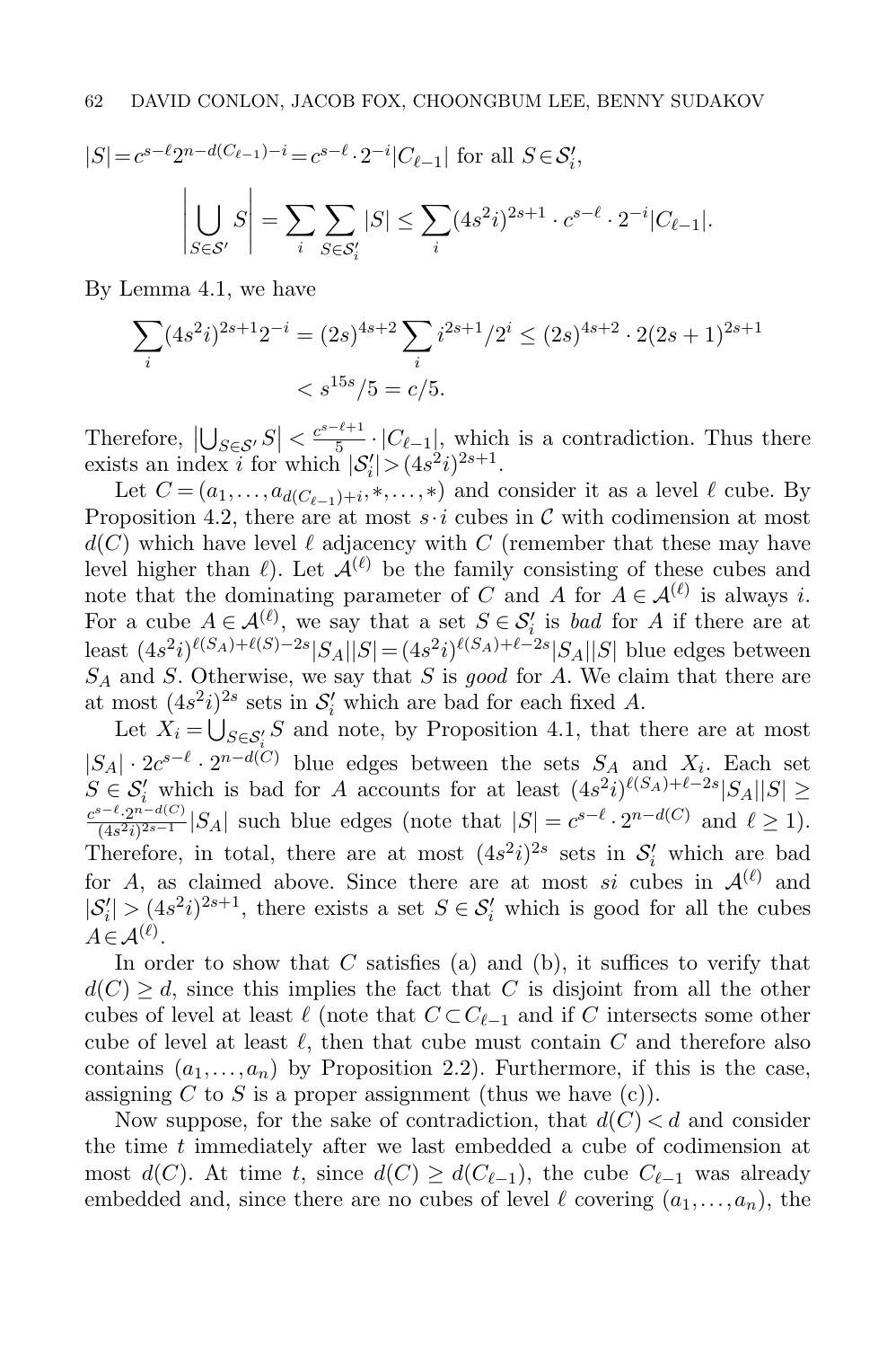$|S| = c^{s-\ell} 2^{n-d(C_{\ell-1})-i} = c^{s-\ell} \cdot 2^{-i}|C_{\ell-1}|$ for all $S \in \mathcal{S}'_i$,

$$\left|\bigcup_{S\in\mathcal{S}'} S\right| = \sum_i \sum_{S\in\mathcal{S}'_i} |S| \le \sum_i (4s^2 i)^{2s+1} \cdot c^{s-\ell} \cdot 2^{-i}|C_{\ell-1}|.$$

By Lemma 4.1, we have

$$\sum_i (4s^2 i)^{2s+1} 2^{-i} = (2s)^{4s+2} \sum_i i^{2s+1}/2^i \le (2s)^{4s+2} \cdot 2(2s+1)^{2s+1} < s^{15s}/5 = c/5.$$

Therefore, $\left|\bigcup_{S\in\mathcal{S}'} S\right| < \frac{c^{s-\ell+1}}{5} \cdot |C_{\ell-1}|$, which is a contradiction. Thus there exists an index $i$ for which $|\mathcal{S}'_i| > (4s^2 i)^{2s+1}$.

Let $C = (a_1, \ldots, a_{d(C_{\ell-1})+i}, *, \ldots, *)$ and consider it as a level $\ell$ cube. By Proposition 4.2, there are at most $s \cdot i$ cubes in $\mathcal{C}$ with codimension at most $d(C)$ which have level $\ell$ adjacency with $C$ (remember that these may have level higher than $\ell$). Let $\mathcal{A}^{(\ell)}$ be the family consisting of these cubes and note that the dominating parameter of $C$ and $A$ for $A \in \mathcal{A}^{(\ell)}$ is always $i$. For a cube $A \in \mathcal{A}^{(\ell)}$, we say that a set $S \in \mathcal{S}'_i$ is *bad* for $A$ if there are at least $(4s^2 i)^{\ell(S_A)+\ell(S)-2s}|S_A||S| = (4s^2 i)^{\ell(S_A)+\ell-2s}|S_A||S|$ blue edges between $S_A$ and $S$. Otherwise, we say that $S$ is *good* for $A$. We claim that there are at most $(4s^2 i)^{2s}$ sets in $\mathcal{S}'_i$ which are bad for each fixed $A$.

Let $X_i = \bigcup_{S\in\mathcal{S}'_i} S$ and note, by Proposition 4.1, that there are at most $|S_A| \cdot 2c^{s-\ell} \cdot 2^{n-d(C)}$ blue edges between the sets $S_A$ and $X_i$. Each set $S \in \mathcal{S}'_i$ which is bad for $A$ accounts for at least $(4s^2 i)^{\ell(S_A)+\ell-2s}|S_A||S| \ge \frac{c^{s-\ell} \cdot 2^{n-d(C)}}{(4s^2 i)^{2s-1}}|S_A|$ such blue edges (note that $|S| = c^{s-\ell} \cdot 2^{n-d(C)}$ and $\ell \ge 1$). Therefore, in total, there are at most $(4s^2 i)^{2s}$ sets in $\mathcal{S}'_i$ which are bad for $A$, as claimed above. Since there are at most $si$ cubes in $\mathcal{A}^{(\ell)}$ and $|\mathcal{S}'_i| > (4s^2 i)^{2s+1}$, there exists a set $S \in \mathcal{S}'_i$ which is good for all the cubes $A \in \mathcal{A}^{(\ell)}$.

In order to show that $C$ satisfies (a) and (b), it suffices to verify that $d(C) \ge d$, since this implies the fact that $C$ is disjoint from all the other cubes of level at least $\ell$ (note that $C \subset C_{\ell-1}$ and if $C$ intersects some other cube of level at least $\ell$, then that cube must contain $C$ and therefore also contains $(a_1, \ldots, a_n)$ by Proposition 2.2). Furthermore, if this is the case, assigning $C$ to $S$ is a proper assignment (thus we have (c)).

Now suppose, for the sake of contradiction, that $d(C) < d$ and consider the time $t$ immediately after we last embedded a cube of codimension at most $d(C)$. At time $t$, since $d(C) \ge d(C_{\ell-1})$, the cube $C_{\ell-1}$ was already embedded and, since there are no cubes of level $\ell$ covering $(a_1, \ldots, a_n)$, the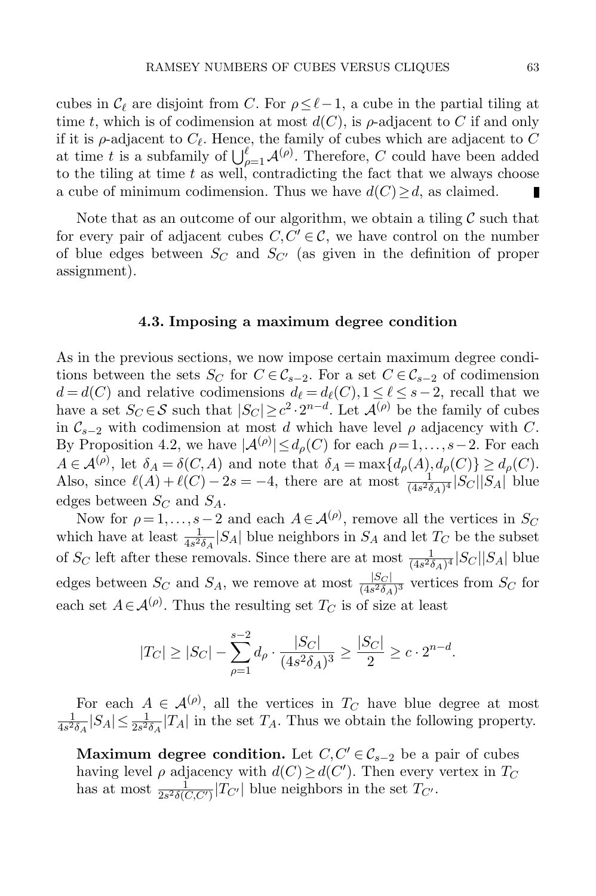cubes in $\mathcal{C}_\ell$ are disjoint from $C$. For $\rho \le \ell - 1$, a cube in the partial tiling at time $t$, which is of codimension at most $d(C)$, is $\rho$-adjacent to $C$ if and only if it is $\rho$-adjacent to $C_\ell$. Hence, the family of cubes which are adjacent to $C$ at time $t$ is a subfamily of $\bigcup_{\rho=1}^{\ell} \mathcal{A}^{(\rho)}$. Therefore, $C$ could have been added to the tiling at time $t$ as well, contradicting the fact that we always choose a cube of minimum codimension. Thus we have $d(C) \ge d$, as claimed. ∎

Note that as an outcome of our algorithm, we obtain a tiling $\mathcal{C}$ such that for every pair of adjacent cubes $C, C' \in \mathcal{C}$, we have control on the number of blue edges between $S_C$ and $S_{C'}$ (as given in the definition of proper assignment).

### 4.3. Imposing a maximum degree condition

As in the previous sections, we now impose certain maximum degree conditions between the sets $S_C$ for $C \in \mathcal{C}_{s-2}$. For a set $C \in \mathcal{C}_{s-2}$ of codimension $d = d(C)$ and relative codimensions $d_\ell = d_\ell(C), 1 \le \ell \le s-2$, recall that we have a set $S_C \in \mathcal{S}$ such that $|S_C| \ge c^2 \cdot 2^{n-d}$. Let $\mathcal{A}^{(\rho)}$ be the family of cubes in $\mathcal{C}_{s-2}$ with codimension at most $d$ which have level $\rho$ adjacency with $C$. By Proposition 4.2, we have $|\mathcal{A}^{(\rho)}| \le d_\rho(C)$ for each $\rho = 1, \ldots, s-2$. For each $A \in \mathcal{A}^{(\rho)}$, let $\delta_A = \delta(C, A)$ and note that $\delta_A = \max\{d_\rho(A), d_\rho(C)\} \ge d_\rho(C)$. Also, since $\ell(A) + \ell(C) - 2s = -4$, there are at most $\frac{1}{(4s^2\delta_A)^4}|S_C||S_A|$ blue edges between $S_C$ and $S_A$.

Now for $\rho = 1, \ldots, s-2$ and each $A \in \mathcal{A}^{(\rho)}$, remove all the vertices in $S_C$ which have at least $\frac{1}{4s^2\delta_A}|S_A|$ blue neighbors in $S_A$ and let $T_C$ be the subset of $S_C$ left after these removals. Since there are at most $\frac{1}{(4s^2\delta_A)^4}|S_C||S_A|$ blue edges between $S_C$ and $S_A$, we remove at most $\frac{|S_C|}{(4s^2\delta_A)^3}$ vertices from $S_C$ for each set $A \in \mathcal{A}^{(\rho)}$. Thus the resulting set $T_C$ is of size at least

$$|T_C| \ge |S_C| - \sum_{\rho=1}^{s-2} d_\rho \cdot \frac{|S_C|}{(4s^2\delta_A)^3} \ge \frac{|S_C|}{2} \ge c \cdot 2^{n-d}.$$

For each $A \in \mathcal{A}^{(\rho)}$, all the vertices in $T_C$ have blue degree at most $\frac{1}{4s^2\delta_A}|S_A| \le \frac{1}{2s^2\delta_A}|T_A|$ in the set $T_A$. Thus we obtain the following property.

**Maximum degree condition.** Let $C, C' \in \mathcal{C}_{s-2}$ be a pair of cubes having level $\rho$ adjacency with $d(C) \ge d(C')$. Then every vertex in $T_C$ has at most $\frac{1}{2s^2\delta(C,C')}|T_{C'}|$ blue neighbors in the set $T_{C'}$.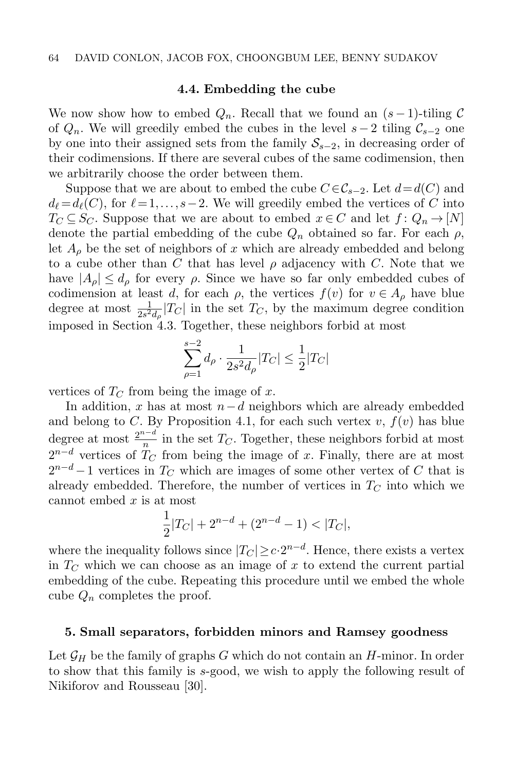### 4.4. Embedding the cube

We now show how to embed $Q_n$. Recall that we found an $(s-1)$-tiling $\mathcal{C}$ of $Q_n$. We will greedily embed the cubes in the level $s-2$ tiling $\mathcal{C}_{s-2}$ one by one into their assigned sets from the family $\mathcal{S}_{s-2}$, in decreasing order of their codimensions. If there are several cubes of the same codimension, then we arbitrarily choose the order between them.

Suppose that we are about to embed the cube $C \in \mathcal{C}_{s-2}$. Let $d = d(C)$ and $d_\ell = d_\ell(C)$, for $\ell = 1, \ldots, s-2$. We will greedily embed the vertices of $C$ into $T_C \subseteq S_C$. Suppose that we are about to embed $x \in C$ and let $f \colon Q_n \to [N]$ denote the partial embedding of the cube $Q_n$ obtained so far. For each $\rho$, let $A_\rho$ be the set of neighbors of $x$ which are already embedded and belong to a cube other than $C$ that has level $\rho$ adjacency with $C$. Note that we have $|A_\rho| \le d_\rho$ for every $\rho$. Since we have so far only embedded cubes of codimension at least $d$, for each $\rho$, the vertices $f(v)$ for $v \in A_\rho$ have blue degree at most $\frac{1}{2s^2 d_\rho}|T_C|$ in the set $T_C$, by the maximum degree condition imposed in Section 4.3. Together, these neighbors forbid at most

$$\sum_{\rho=1}^{s-2} d_\rho \cdot \frac{1}{2s^2 d_\rho}|T_C| \le \frac{1}{2}|T_C|$$

vertices of $T_C$ from being the image of $x$.

In addition, $x$ has at most $n-d$ neighbors which are already embedded and belong to $C$. By Proposition 4.1, for each such vertex $v$, $f(v)$ has blue degree at most $\frac{2^{n-d}}{n}$ in the set $T_C$. Together, these neighbors forbid at most $2^{n-d}$ vertices of $T_C$ from being the image of $x$. Finally, there are at most $2^{n-d}-1$ vertices in $T_C$ which are images of some other vertex of $C$ that is already embedded. Therefore, the number of vertices in $T_C$ into which we cannot embed $x$ is at most

$$\frac{1}{2}|T_C| + 2^{n-d} + (2^{n-d} - 1) < |T_C|,$$

where the inequality follows since $|T_C| \ge c \cdot 2^{n-d}$. Hence, there exists a vertex in $T_C$ which we can choose as an image of $x$ to extend the current partial embedding of the cube. Repeating this procedure until we embed the whole cube $Q_n$ completes the proof.

## 5. Small separators, forbidden minors and Ramsey goodness

Let $\mathcal{G}_H$ be the family of graphs $G$ which do not contain an $H$-minor. In order to show that this family is $s$-good, we wish to apply the following result of Nikiforov and Rousseau [30].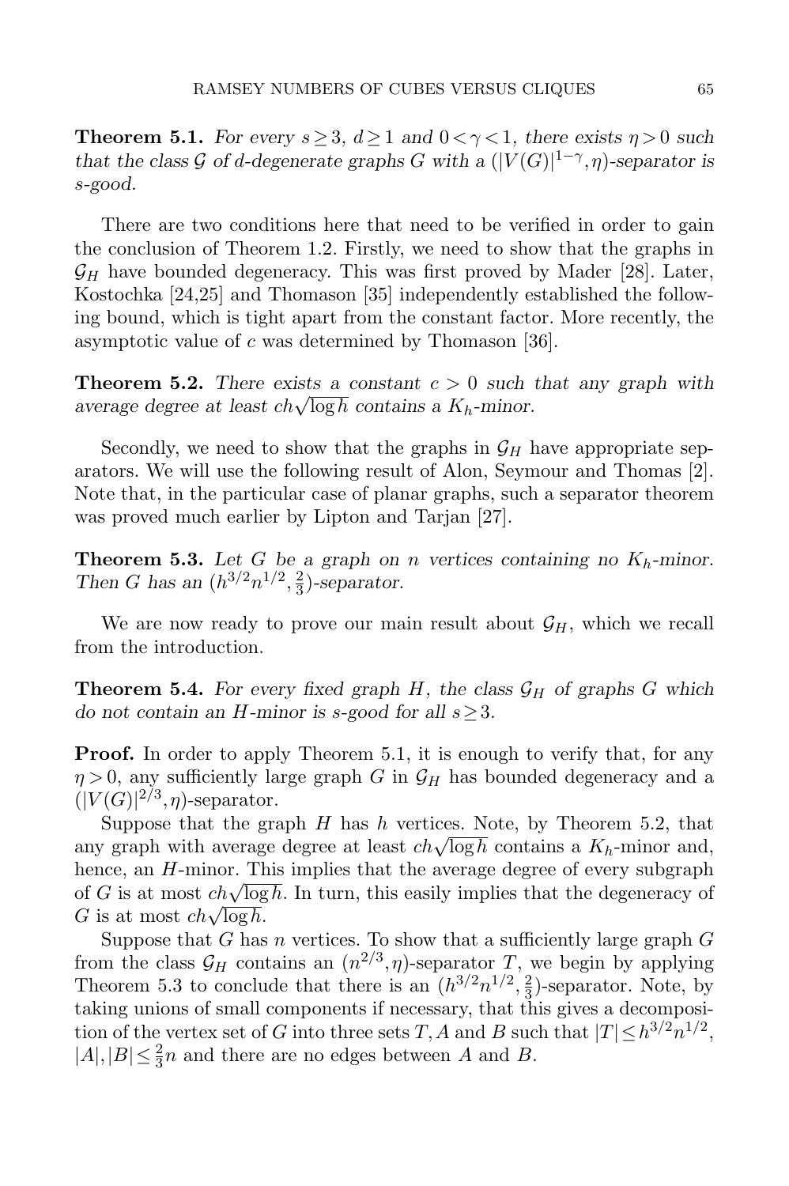**Theorem 5.1.** *For every $s \geq 3$, $d \geq 1$ and $0 < \gamma < 1$, there exists $\eta > 0$ such that the class $\mathcal{G}$ of $d$-degenerate graphs $G$ with a $(|V(G)|^{1-\gamma}, \eta)$-separator is $s$-good.*

There are two conditions here that need to be verified in order to gain the conclusion of Theorem 1.2. Firstly, we need to show that the graphs in $\mathcal{G}_H$ have bounded degeneracy. This was first proved by Mader [28]. Later, Kostochka [24,25] and Thomason [35] independently established the following bound, which is tight apart from the constant factor. More recently, the asymptotic value of $c$ was determined by Thomason [36].

**Theorem 5.2.** *There exists a constant $c > 0$ such that any graph with average degree at least $ch\sqrt{\log h}$ contains a $K_h$-minor.*

Secondly, we need to show that the graphs in $\mathcal{G}_H$ have appropriate separators. We will use the following result of Alon, Seymour and Thomas [2]. Note that, in the particular case of planar graphs, such a separator theorem was proved much earlier by Lipton and Tarjan [27].

**Theorem 5.3.** *Let $G$ be a graph on $n$ vertices containing no $K_h$-minor. Then $G$ has an $(h^{3/2}n^{1/2}, \frac{2}{3})$-separator.*

We are now ready to prove our main result about $\mathcal{G}_H$, which we recall from the introduction.

**Theorem 5.4.** *For every fixed graph $H$, the class $\mathcal{G}_H$ of graphs $G$ which do not contain an $H$-minor is $s$-good for all $s \geq 3$.*

**Proof.** In order to apply Theorem 5.1, it is enough to verify that, for any $\eta > 0$, any sufficiently large graph $G$ in $\mathcal{G}_H$ has bounded degeneracy and a $(|V(G)|^{2/3}, \eta)$-separator.

Suppose that the graph $H$ has $h$ vertices. Note, by Theorem 5.2, that any graph with average degree at least $ch\sqrt{\log h}$ contains a $K_h$-minor and, hence, an $H$-minor. This implies that the average degree of every subgraph of $G$ is at most $ch\sqrt{\log h}$. In turn, this easily implies that the degeneracy of $G$ is at most $ch\sqrt{\log h}$.

Suppose that $G$ has $n$ vertices. To show that a sufficiently large graph $G$ from the class $\mathcal{G}_H$ contains an $(n^{2/3}, \eta)$-separator $T$, we begin by applying Theorem 5.3 to conclude that there is an $(h^{3/2}n^{1/2}, \frac{2}{3})$-separator. Note, by taking unions of small components if necessary, that this gives a decomposition of the vertex set of $G$ into three sets $T, A$ and $B$ such that $|T| \leq h^{3/2}n^{1/2}$, $|A|, |B| \leq \frac{2}{3}n$ and there are no edges between $A$ and $B$.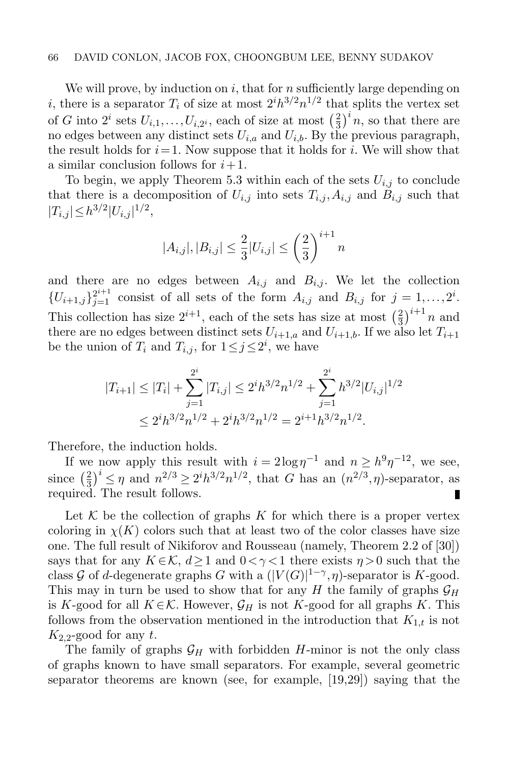We will prove, by induction on $i$, that for $n$ sufficiently large depending on $i$, there is a separator $T_i$ of size at most $2^i h^{3/2} n^{1/2}$ that splits the vertex set of $G$ into $2^i$ sets $U_{i,1},\dots,U_{i,2^i}$, each of size at most $\left(\frac{2}{3}\right)^i n$, so that there are no edges between any distinct sets $U_{i,a}$ and $U_{i,b}$. By the previous paragraph, the result holds for $i=1$. Now suppose that it holds for $i$. We will show that a similar conclusion follows for $i+1$.

To begin, we apply Theorem 5.3 within each of the sets $U_{i,j}$ to conclude that there is a decomposition of $U_{i,j}$ into sets $T_{i,j}, A_{i,j}$ and $B_{i,j}$ such that $|T_{i,j}| \le h^{3/2}|U_{i,j}|^{1/2}$,

$$|A_{i,j}|, |B_{i,j}| \le \frac{2}{3}|U_{i,j}| \le \left(\frac{2}{3}\right)^{i+1} n$$

and there are no edges between $A_{i,j}$ and $B_{i,j}$. We let the collection $\{U_{i+1,j}\}_{j=1}^{2^{i+1}}$ consist of all sets of the form $A_{i,j}$ and $B_{i,j}$ for $j=1,\dots,2^i$. This collection has size $2^{i+1}$, each of the sets has size at most $\left(\frac{2}{3}\right)^{i+1} n$ and there are no edges between distinct sets $U_{i+1,a}$ and $U_{i+1,b}$. If we also let $T_{i+1}$ be the union of $T_i$ and $T_{i,j}$, for $1 \le j \le 2^i$, we have

$$\begin{aligned}
|T_{i+1}| &\le |T_i| + \sum_{j=1}^{2^i} |T_{i,j}| \le 2^i h^{3/2} n^{1/2} + \sum_{j=1}^{2^i} h^{3/2} |U_{i,j}|^{1/2} \\
&\le 2^i h^{3/2} n^{1/2} + 2^i h^{3/2} n^{1/2} = 2^{i+1} h^{3/2} n^{1/2}.
\end{aligned}$$

Therefore, the induction holds.

If we now apply this result with $i = 2\log \eta^{-1}$ and $n \ge h^9 \eta^{-12}$, we see, since $\left(\frac{2}{3}\right)^i \le \eta$ and $n^{2/3} \ge 2^i h^{3/2} n^{1/2}$, that $G$ has an $(n^{2/3}, \eta)$-separator, as required. The result follows. ∎

Let $\mathcal{K}$ be the collection of graphs $K$ for which there is a proper vertex coloring in $\chi(K)$ colors such that at least two of the color classes have size one. The full result of Nikiforov and Rousseau (namely, Theorem 2.2 of [30]) says that for any $K \in \mathcal{K}$, $d \ge 1$ and $0 < \gamma < 1$ there exists $\eta > 0$ such that the class $\mathcal{G}$ of $d$-degenerate graphs $G$ with a $(|V(G)|^{1-\gamma}, \eta)$-separator is $K$-good. This may in turn be used to show that for any $H$ the family of graphs $\mathcal{G}_H$ is $K$-good for all $K \in \mathcal{K}$. However, $\mathcal{G}_H$ is not $K$-good for all graphs $K$. This follows from the observation mentioned in the introduction that $K_{1,t}$ is not $K_{2,2}$-good for any $t$.

The family of graphs $\mathcal{G}_H$ with forbidden $H$-minor is not the only class of graphs known to have small separators. For example, several geometric separator theorems are known (see, for example, [19,29]) saying that the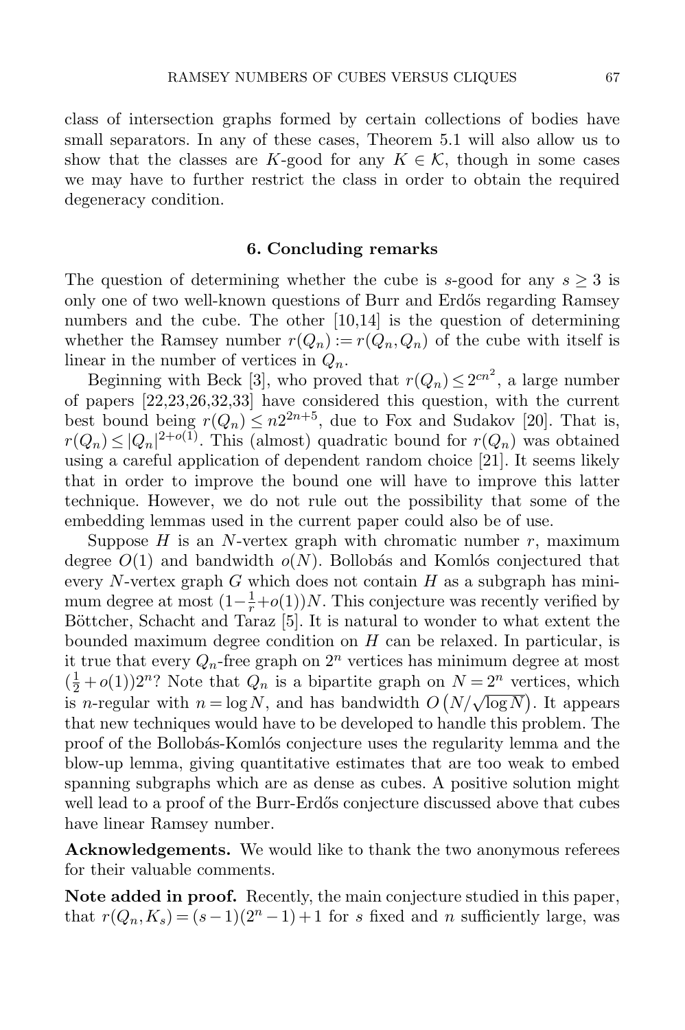class of intersection graphs formed by certain collections of bodies have small separators. In any of these cases, Theorem 5.1 will also allow us to show that the classes are $K$-good for any $K \in \mathcal{K}$, though in some cases we may have to further restrict the class in order to obtain the required degeneracy condition.

## 6. Concluding remarks

The question of determining whether the cube is $s$-good for any $s \geq 3$ is only one of two well-known questions of Burr and Erdős regarding Ramsey numbers and the cube. The other [10,14] is the question of determining whether the Ramsey number $r(Q_n) := r(Q_n, Q_n)$ of the cube with itself is linear in the number of vertices in $Q_n$.

Beginning with Beck [3], who proved that $r(Q_n) \leq 2^{cn^2}$, a large number of papers [22,23,26,32,33] have considered this question, with the current best bound being $r(Q_n) \leq n2^{2n+5}$, due to Fox and Sudakov [20]. That is, $r(Q_n) \leq |Q_n|^{2+o(1)}$. This (almost) quadratic bound for $r(Q_n)$ was obtained using a careful application of dependent random choice [21]. It seems likely that in order to improve the bound one will have to improve this latter technique. However, we do not rule out the possibility that some of the embedding lemmas used in the current paper could also be of use.

Suppose $H$ is an $N$-vertex graph with chromatic number $r$, maximum degree $O(1)$ and bandwidth $o(N)$. Bollobás and Komlós conjectured that every $N$-vertex graph $G$ which does not contain $H$ as a subgraph has minimum degree at most $(1-\frac{1}{r}+o(1))N$. This conjecture was recently verified by Böttcher, Schacht and Taraz [5]. It is natural to wonder to what extent the bounded maximum degree condition on $H$ can be relaxed. In particular, is it true that every $Q_n$-free graph on $2^n$ vertices has minimum degree at most $(\frac{1}{2}+o(1))2^n$? Note that $Q_n$ is a bipartite graph on $N = 2^n$ vertices, which is $n$-regular with $n = \log N$, and has bandwidth $O\left(N/\sqrt{\log N}\right)$. It appears that new techniques would have to be developed to handle this problem. The proof of the Bollobás-Komlós conjecture uses the regularity lemma and the blow-up lemma, giving quantitative estimates that are too weak to embed spanning subgraphs which are as dense as cubes. A positive solution might well lead to a proof of the Burr-Erdős conjecture discussed above that cubes have linear Ramsey number.

**Acknowledgements.** We would like to thank the two anonymous referees for their valuable comments.

**Note added in proof.** Recently, the main conjecture studied in this paper, that $r(Q_n, K_s) = (s-1)(2^n-1)+1$ for $s$ fixed and $n$ sufficiently large, was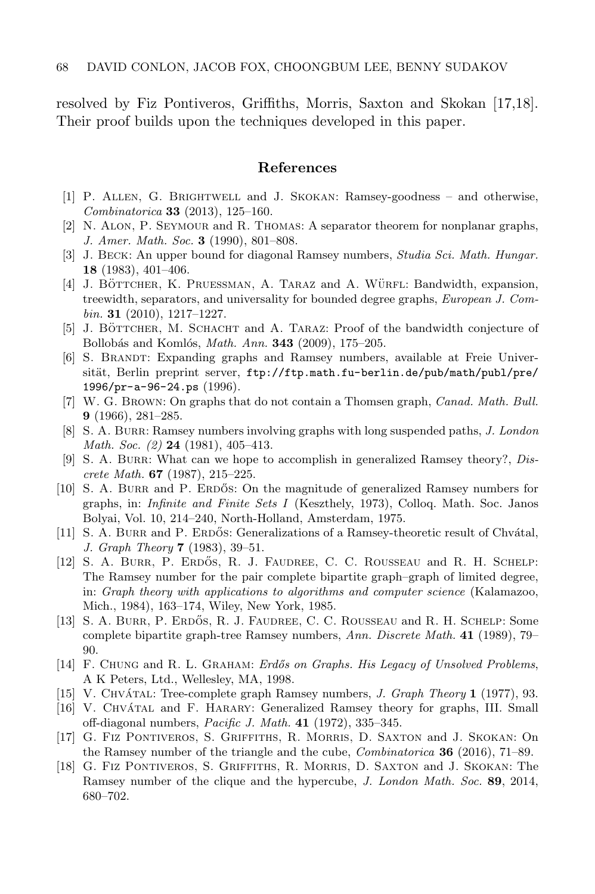resolved by Fiz Pontiveros, Griffiths, Morris, Saxton and Skokan [17,18]. Their proof builds upon the techniques developed in this paper.

## References

[1] P. Allen, G. Brightwell and J. Skokan: Ramsey-goodness – and otherwise, *Combinatorica* **33** (2013), 125–160.

[2] N. Alon, P. Seymour and R. Thomas: A separator theorem for nonplanar graphs, *J. Amer. Math. Soc.* **3** (1990), 801–808.

[3] J. Beck: An upper bound for diagonal Ramsey numbers, *Studia Sci. Math. Hungar.* **18** (1983), 401–406.

[4] J. Böttcher, K. Pruessman, A. Taraz and A. Würfl: Bandwidth, expansion, treewidth, separators, and universality for bounded degree graphs, *European J. Combin.* **31** (2010), 1217–1227.

[5] J. Böttcher, M. Schacht and A. Taraz: Proof of the bandwidth conjecture of Bollobás and Komlós, *Math. Ann.* **343** (2009), 175–205.

[6] S. Brandt: Expanding graphs and Ramsey numbers, available at Freie Universität, Berlin preprint server, `ftp://ftp.math.fu-berlin.de/pub/math/publ/pre/1996/pr-a-96-24.ps` (1996).

[7] W. G. Brown: On graphs that do not contain a Thomsen graph, *Canad. Math. Bull.* **9** (1966), 281–285.

[8] S. A. Burr: Ramsey numbers involving graphs with long suspended paths, *J. London Math. Soc. (2)* **24** (1981), 405–413.

[9] S. A. Burr: What can we hope to accomplish in generalized Ramsey theory?, *Discrete Math.* **67** (1987), 215–225.

[10] S. A. Burr and P. Erdős: On the magnitude of generalized Ramsey numbers for graphs, in: *Infinite and Finite Sets I* (Keszthely, 1973), Colloq. Math. Soc. Janos Bolyai, Vol. 10, 214–240, North-Holland, Amsterdam, 1975.

[11] S. A. Burr and P. Erdős: Generalizations of a Ramsey-theoretic result of Chvátal, *J. Graph Theory* **7** (1983), 39–51.

[12] S. A. Burr, P. Erdős, R. J. Faudree, C. C. Rousseau and R. H. Schelp: The Ramsey number for the pair complete bipartite graph–graph of limited degree, in: *Graph theory with applications to algorithms and computer science* (Kalamazoo, Mich., 1984), 163–174, Wiley, New York, 1985.

[13] S. A. Burr, P. Erdős, R. J. Faudree, C. C. Rousseau and R. H. Schelp: Some complete bipartite graph-tree Ramsey numbers, *Ann. Discrete Math.* **41** (1989), 79–90.

[14] F. Chung and R. L. Graham: *Erdős on Graphs. His Legacy of Unsolved Problems*, A K Peters, Ltd., Wellesley, MA, 1998.

[15] V. Chvátal: Tree-complete graph Ramsey numbers, *J. Graph Theory* **1** (1977), 93.

[16] V. Chvátal and F. Harary: Generalized Ramsey theory for graphs, III. Small off-diagonal numbers, *Pacific J. Math.* **41** (1972), 335–345.

[17] G. Fiz Pontiveros, S. Griffiths, R. Morris, D. Saxton and J. Skokan: On the Ramsey number of the triangle and the cube, *Combinatorica* **36** (2016), 71–89.

[18] G. Fiz Pontiveros, S. Griffiths, R. Morris, D. Saxton and J. Skokan: The Ramsey number of the clique and the hypercube, *J. London Math. Soc.* **89**, 2014, 680–702.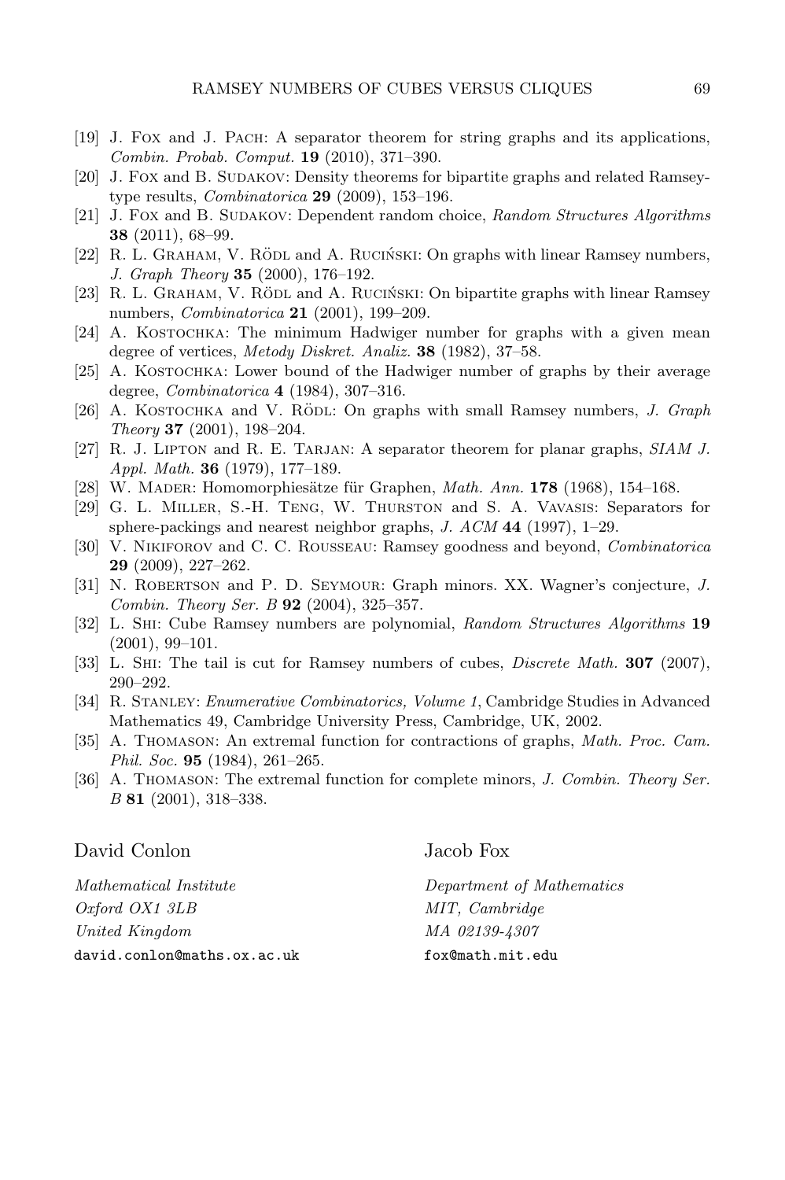[19] J. Fox and J. Pach: A separator theorem for string graphs and its applications, *Combin. Probab. Comput.* **19** (2010), 371–390.

[20] J. Fox and B. Sudakov: Density theorems for bipartite graphs and related Ramsey-type results, *Combinatorica* **29** (2009), 153–196.

[21] J. Fox and B. Sudakov: Dependent random choice, *Random Structures Algorithms* **38** (2011), 68–99.

[22] R. L. Graham, V. Rödl and A. Ruciński: On graphs with linear Ramsey numbers, *J. Graph Theory* **35** (2000), 176–192.

[23] R. L. Graham, V. Rödl and A. Ruciński: On bipartite graphs with linear Ramsey numbers, *Combinatorica* **21** (2001), 199–209.

[24] A. Kostochka: The minimum Hadwiger number for graphs with a given mean degree of vertices, *Metody Diskret. Analiz.* **38** (1982), 37–58.

[25] A. Kostochka: Lower bound of the Hadwiger number of graphs by their average degree, *Combinatorica* **4** (1984), 307–316.

[26] A. Kostochka and V. Rödl: On graphs with small Ramsey numbers, *J. Graph Theory* **37** (2001), 198–204.

[27] R. J. Lipton and R. E. Tarjan: A separator theorem for planar graphs, *SIAM J. Appl. Math.* **36** (1979), 177–189.

[28] W. Mader: Homomorphiesätze für Graphen, *Math. Ann.* **178** (1968), 154–168.

[29] G. L. Miller, S.-H. Teng, W. Thurston and S. A. Vavasis: Separators for sphere-packings and nearest neighbor graphs, *J. ACM* **44** (1997), 1–29.

[30] V. Nikiforov and C. C. Rousseau: Ramsey goodness and beyond, *Combinatorica* **29** (2009), 227–262.

[31] N. Robertson and P. D. Seymour: Graph minors. XX. Wagner's conjecture, *J. Combin. Theory Ser. B* **92** (2004), 325–357.

[32] L. Shi: Cube Ramsey numbers are polynomial, *Random Structures Algorithms* **19** (2001), 99–101.

[33] L. Shi: The tail is cut for Ramsey numbers of cubes, *Discrete Math.* **307** (2007), 290–292.

[34] R. Stanley: *Enumerative Combinatorics, Volume 1*, Cambridge Studies in Advanced Mathematics 49, Cambridge University Press, Cambridge, UK, 2002.

[35] A. Thomason: An extremal function for contractions of graphs, *Math. Proc. Cam. Phil. Soc.* **95** (1984), 261–265.

[36] A. Thomason: The extremal function for complete minors, *J. Combin. Theory Ser. B* **81** (2001), 318–338.

David Conlon

*Mathematical Institute*
*Oxford OX1 3LB*
*United Kingdom*
`david.conlon@maths.ox.ac.uk`

Jacob Fox

*Department of Mathematics*
*MIT, Cambridge*
*MA 02139-4307*
`fox@math.mit.edu`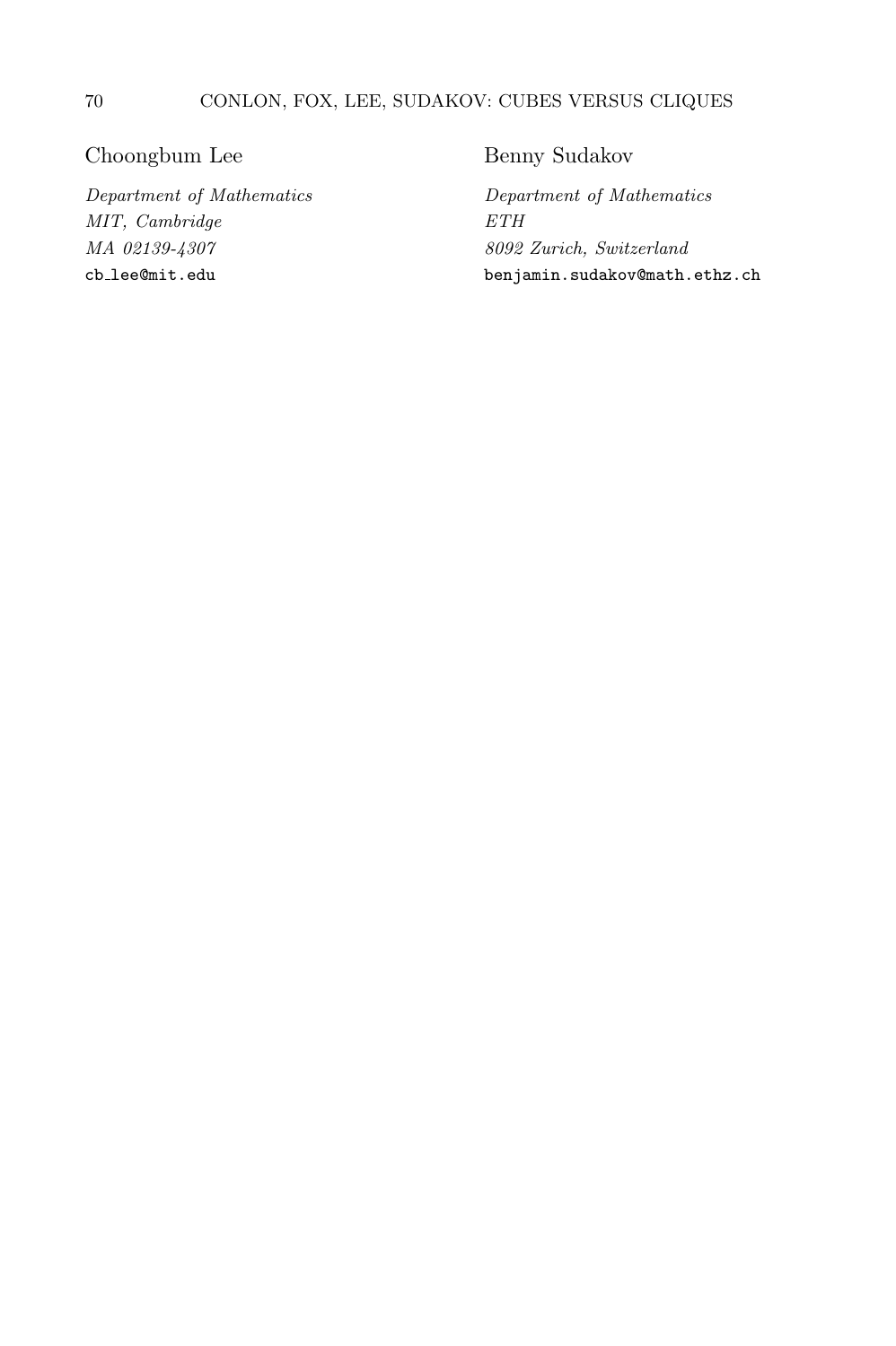Choongbum Lee

*Department of Mathematics*
*MIT, Cambridge*
*MA 02139-4307*
cb_lee@mit.edu

Benny Sudakov

*Department of Mathematics*
*ETH*
*8092 Zurich, Switzerland*
benjamin.sudakov@math.ethz.ch